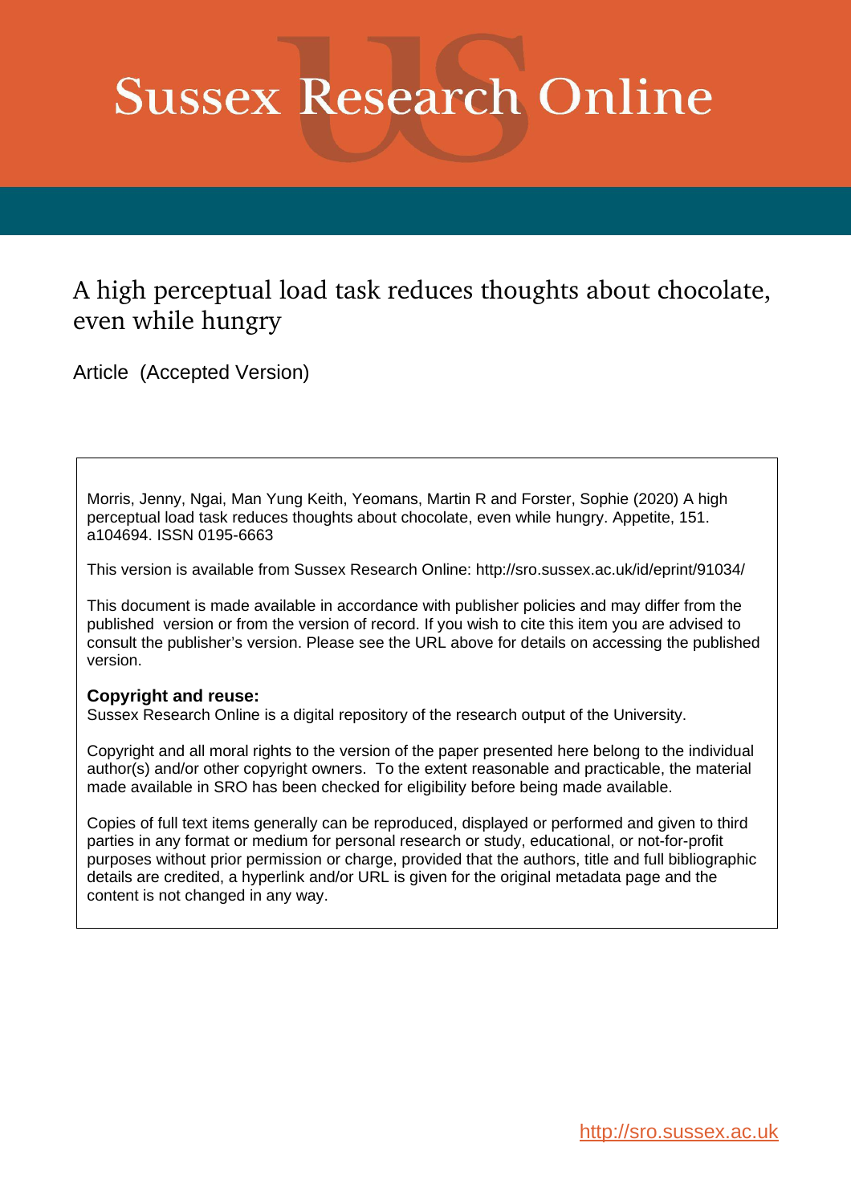# Sussex Research Online

## A high perceptual load task reduces thoughts about chocolate, even while hungry

Article (Accepted Version)

Morris, Jenny, Ngai, Man Yung Keith, Yeomans, Martin R and Forster, Sophie (2020) A high perceptual load task reduces thoughts about chocolate, even while hungry. Appetite, 151. a104694. ISSN 0195-6663

This version is available from Sussex Research Online: http://sro.sussex.ac.uk/id/eprint/91034/

This document is made available in accordance with publisher policies and may differ from the published version or from the version of record. If you wish to cite this item you are advised to consult the publisher's version. Please see the URL above for details on accessing the published version.

**Copyright and reuse:**
Sussex Research Online is a digital repository of the research output of the University.

Copyright and all moral rights to the version of the paper presented here belong to the individual author(s) and/or other copyright owners. To the extent reasonable and practicable, the material made available in SRO has been checked for eligibility before being made available.

Copies of full text items generally can be reproduced, displayed or performed and given to third parties in any format or medium for personal research or study, educational, or not-for-profit purposes without prior permission or charge, provided that the authors, title and full bibliographic details are credited, a hyperlink and/or URL is given for the original metadata page and the content is not changed in any way.

http://sro.sussex.ac.uk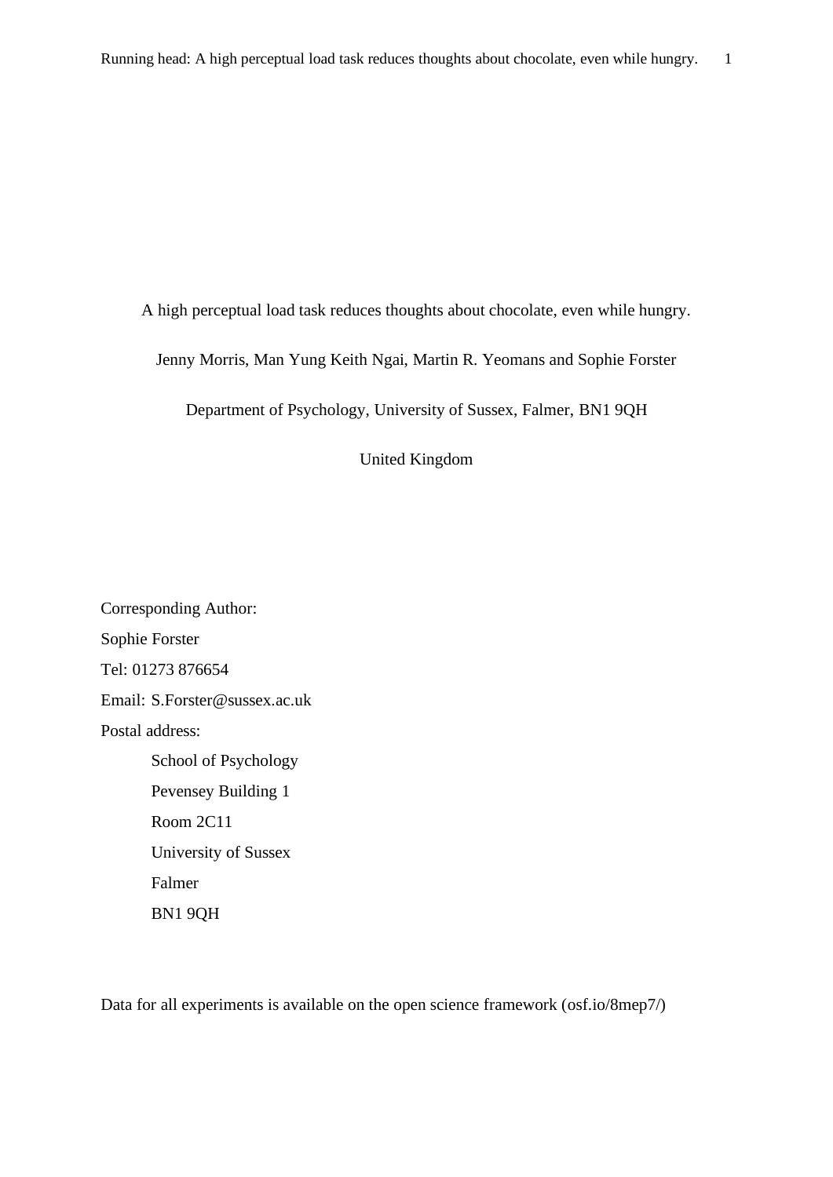A high perceptual load task reduces thoughts about chocolate, even while hungry.

Jenny Morris, Man Yung Keith Ngai, Martin R. Yeomans and Sophie Forster

Department of Psychology, University of Sussex, Falmer, BN1 9QH

United Kingdom

Corresponding Author:

Sophie Forster

Tel: 01273 876654

Email: S.Forster@sussex.ac.uk

Postal address:

School of Psychology
Pevensey Building 1
Room 2C11
University of Sussex
Falmer
BN1 9QH

Data for all experiments is available on the open science framework (osf.io/8mep7/)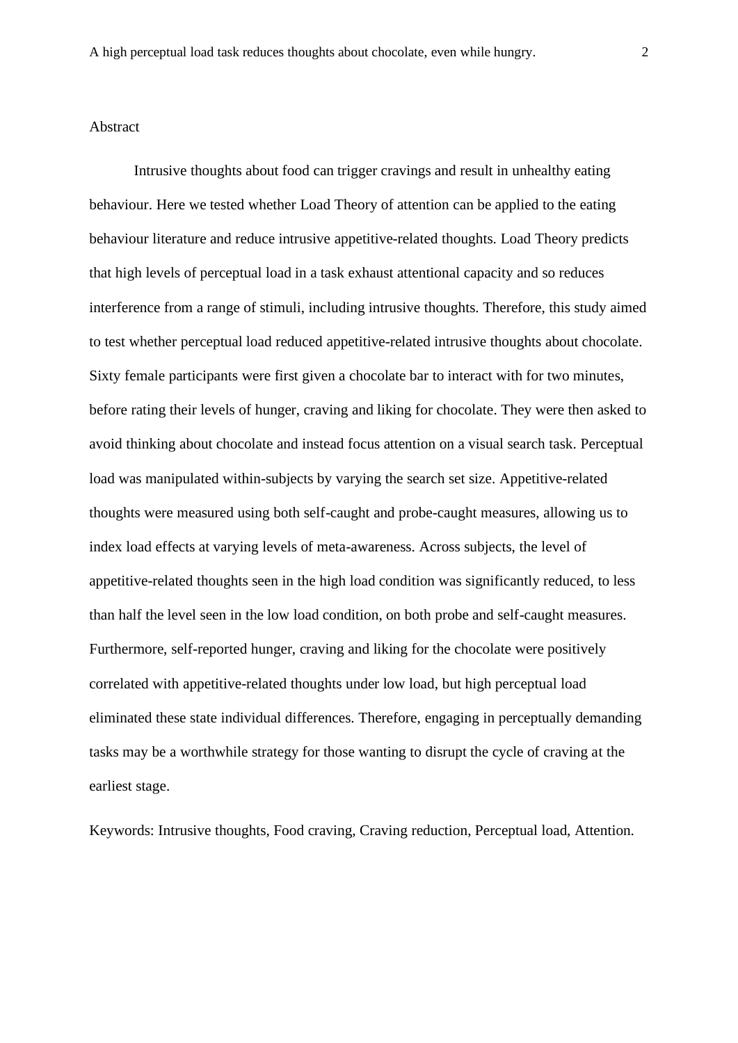## Abstract

Intrusive thoughts about food can trigger cravings and result in unhealthy eating behaviour. Here we tested whether Load Theory of attention can be applied to the eating behaviour literature and reduce intrusive appetitive-related thoughts. Load Theory predicts that high levels of perceptual load in a task exhaust attentional capacity and so reduces interference from a range of stimuli, including intrusive thoughts. Therefore, this study aimed to test whether perceptual load reduced appetitive-related intrusive thoughts about chocolate. Sixty female participants were first given a chocolate bar to interact with for two minutes, before rating their levels of hunger, craving and liking for chocolate. They were then asked to avoid thinking about chocolate and instead focus attention on a visual search task. Perceptual load was manipulated within-subjects by varying the search set size. Appetitive-related thoughts were measured using both self-caught and probe-caught measures, allowing us to index load effects at varying levels of meta-awareness. Across subjects, the level of appetitive-related thoughts seen in the high load condition was significantly reduced, to less than half the level seen in the low load condition, on both probe and self-caught measures. Furthermore, self-reported hunger, craving and liking for the chocolate were positively correlated with appetitive-related thoughts under low load, but high perceptual load eliminated these state individual differences. Therefore, engaging in perceptually demanding tasks may be a worthwhile strategy for those wanting to disrupt the cycle of craving at the earliest stage.

Keywords: Intrusive thoughts, Food craving, Craving reduction, Perceptual load, Attention.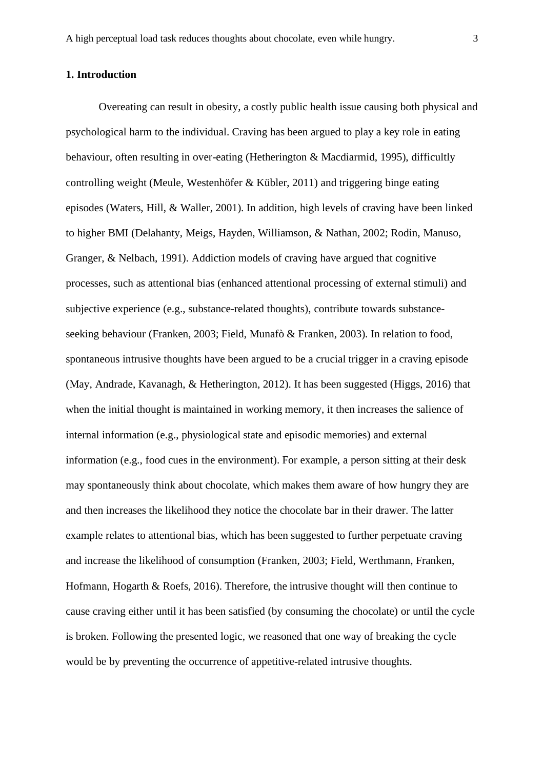## 1. Introduction

Overeating can result in obesity, a costly public health issue causing both physical and psychological harm to the individual. Craving has been argued to play a key role in eating behaviour, often resulting in over-eating (Hetherington & Macdiarmid, 1995), difficultly controlling weight (Meule, Westenhöfer & Kübler, 2011) and triggering binge eating episodes (Waters, Hill, & Waller, 2001). In addition, high levels of craving have been linked to higher BMI (Delahanty, Meigs, Hayden, Williamson, & Nathan, 2002; Rodin, Manuso, Granger, & Nelbach, 1991). Addiction models of craving have argued that cognitive processes, such as attentional bias (enhanced attentional processing of external stimuli) and subjective experience (e.g., substance-related thoughts), contribute towards substance-seeking behaviour (Franken, 2003; Field, Munafò & Franken, 2003). In relation to food, spontaneous intrusive thoughts have been argued to be a crucial trigger in a craving episode (May, Andrade, Kavanagh, & Hetherington, 2012). It has been suggested (Higgs, 2016) that when the initial thought is maintained in working memory, it then increases the salience of internal information (e.g., physiological state and episodic memories) and external information (e.g., food cues in the environment). For example, a person sitting at their desk may spontaneously think about chocolate, which makes them aware of how hungry they are and then increases the likelihood they notice the chocolate bar in their drawer. The latter example relates to attentional bias, which has been suggested to further perpetuate craving and increase the likelihood of consumption (Franken, 2003; Field, Werthmann, Franken, Hofmann, Hogarth & Roefs, 2016). Therefore, the intrusive thought will then continue to cause craving either until it has been satisfied (by consuming the chocolate) or until the cycle is broken. Following the presented logic, we reasoned that one way of breaking the cycle would be by preventing the occurrence of appetitive-related intrusive thoughts.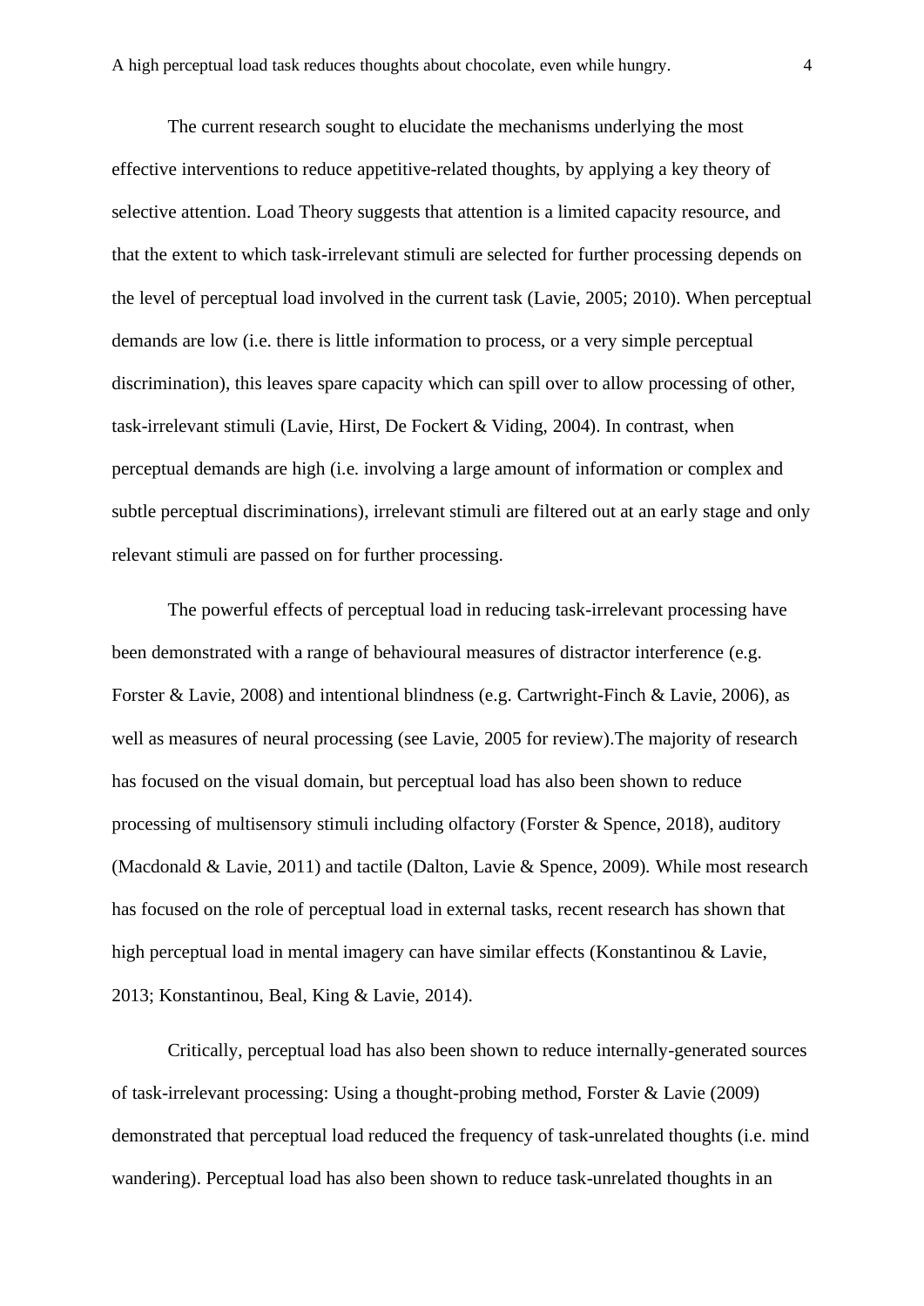The current research sought to elucidate the mechanisms underlying the most effective interventions to reduce appetitive-related thoughts, by applying a key theory of selective attention. Load Theory suggests that attention is a limited capacity resource, and that the extent to which task-irrelevant stimuli are selected for further processing depends on the level of perceptual load involved in the current task (Lavie, 2005; 2010). When perceptual demands are low (i.e. there is little information to process, or a very simple perceptual discrimination), this leaves spare capacity which can spill over to allow processing of other, task-irrelevant stimuli (Lavie, Hirst, De Fockert & Viding, 2004). In contrast, when perceptual demands are high (i.e. involving a large amount of information or complex and subtle perceptual discriminations), irrelevant stimuli are filtered out at an early stage and only relevant stimuli are passed on for further processing.

The powerful effects of perceptual load in reducing task-irrelevant processing have been demonstrated with a range of behavioural measures of distractor interference (e.g. Forster & Lavie, 2008) and intentional blindness (e.g. Cartwright-Finch & Lavie, 2006), as well as measures of neural processing (see Lavie, 2005 for review).The majority of research has focused on the visual domain, but perceptual load has also been shown to reduce processing of multisensory stimuli including olfactory (Forster & Spence, 2018), auditory (Macdonald & Lavie, 2011) and tactile (Dalton, Lavie & Spence, 2009). While most research has focused on the role of perceptual load in external tasks, recent research has shown that high perceptual load in mental imagery can have similar effects (Konstantinou & Lavie, 2013; Konstantinou, Beal, King & Lavie, 2014).

Critically, perceptual load has also been shown to reduce internally-generated sources of task-irrelevant processing: Using a thought-probing method, Forster & Lavie (2009) demonstrated that perceptual load reduced the frequency of task-unrelated thoughts (i.e. mind wandering). Perceptual load has also been shown to reduce task-unrelated thoughts in an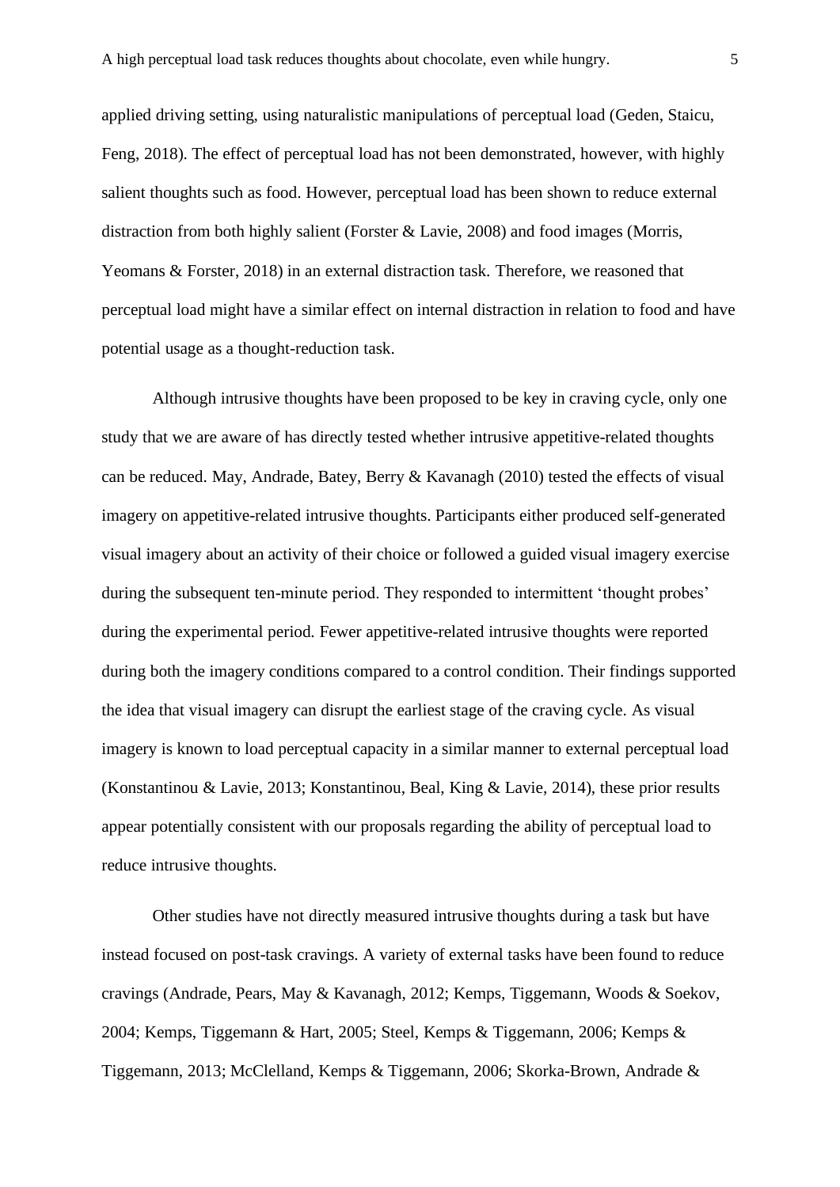applied driving setting, using naturalistic manipulations of perceptual load (Geden, Staicu, Feng, 2018). The effect of perceptual load has not been demonstrated, however, with highly salient thoughts such as food. However, perceptual load has been shown to reduce external distraction from both highly salient (Forster & Lavie, 2008) and food images (Morris, Yeomans & Forster, 2018) in an external distraction task. Therefore, we reasoned that perceptual load might have a similar effect on internal distraction in relation to food and have potential usage as a thought-reduction task.

Although intrusive thoughts have been proposed to be key in craving cycle, only one study that we are aware of has directly tested whether intrusive appetitive-related thoughts can be reduced. May, Andrade, Batey, Berry & Kavanagh (2010) tested the effects of visual imagery on appetitive-related intrusive thoughts. Participants either produced self-generated visual imagery about an activity of their choice or followed a guided visual imagery exercise during the subsequent ten-minute period. They responded to intermittent 'thought probes' during the experimental period. Fewer appetitive-related intrusive thoughts were reported during both the imagery conditions compared to a control condition. Their findings supported the idea that visual imagery can disrupt the earliest stage of the craving cycle. As visual imagery is known to load perceptual capacity in a similar manner to external perceptual load (Konstantinou & Lavie, 2013; Konstantinou, Beal, King & Lavie, 2014), these prior results appear potentially consistent with our proposals regarding the ability of perceptual load to reduce intrusive thoughts.

Other studies have not directly measured intrusive thoughts during a task but have instead focused on post-task cravings. A variety of external tasks have been found to reduce cravings (Andrade, Pears, May & Kavanagh, 2012; Kemps, Tiggemann, Woods & Soekov, 2004; Kemps, Tiggemann & Hart, 2005; Steel, Kemps & Tiggemann, 2006; Kemps & Tiggemann, 2013; McClelland, Kemps & Tiggemann, 2006; Skorka-Brown, Andrade &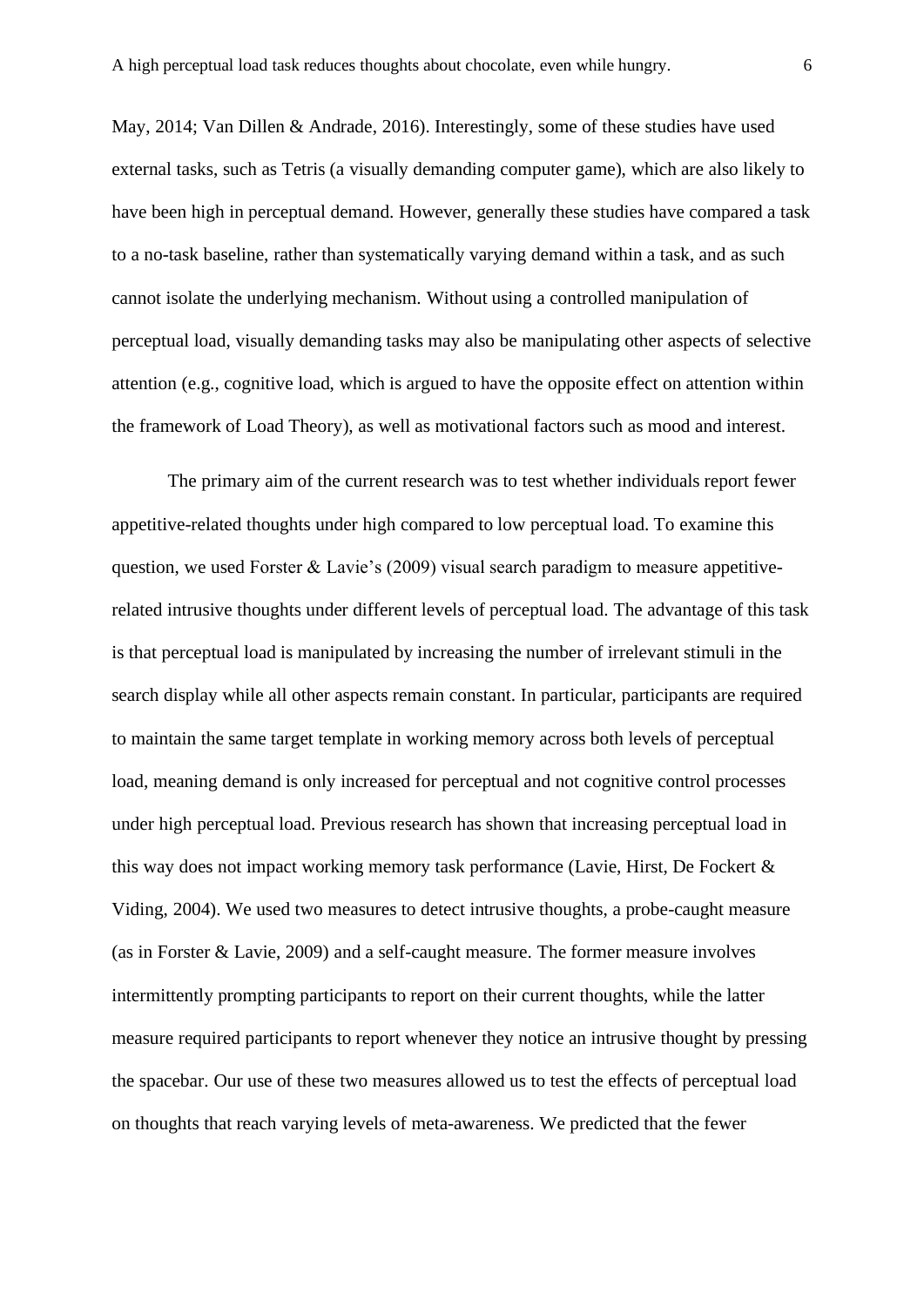May, 2014; Van Dillen & Andrade, 2016). Interestingly, some of these studies have used external tasks, such as Tetris (a visually demanding computer game), which are also likely to have been high in perceptual demand. However, generally these studies have compared a task to a no-task baseline, rather than systematically varying demand within a task, and as such cannot isolate the underlying mechanism. Without using a controlled manipulation of perceptual load, visually demanding tasks may also be manipulating other aspects of selective attention (e.g., cognitive load, which is argued to have the opposite effect on attention within the framework of Load Theory), as well as motivational factors such as mood and interest.

The primary aim of the current research was to test whether individuals report fewer appetitive-related thoughts under high compared to low perceptual load. To examine this question, we used Forster & Lavie's (2009) visual search paradigm to measure appetitive-related intrusive thoughts under different levels of perceptual load. The advantage of this task is that perceptual load is manipulated by increasing the number of irrelevant stimuli in the search display while all other aspects remain constant. In particular, participants are required to maintain the same target template in working memory across both levels of perceptual load, meaning demand is only increased for perceptual and not cognitive control processes under high perceptual load. Previous research has shown that increasing perceptual load in this way does not impact working memory task performance (Lavie, Hirst, De Fockert & Viding, 2004). We used two measures to detect intrusive thoughts, a probe-caught measure (as in Forster & Lavie, 2009) and a self-caught measure. The former measure involves intermittently prompting participants to report on their current thoughts, while the latter measure required participants to report whenever they notice an intrusive thought by pressing the spacebar. Our use of these two measures allowed us to test the effects of perceptual load on thoughts that reach varying levels of meta-awareness. We predicted that the fewer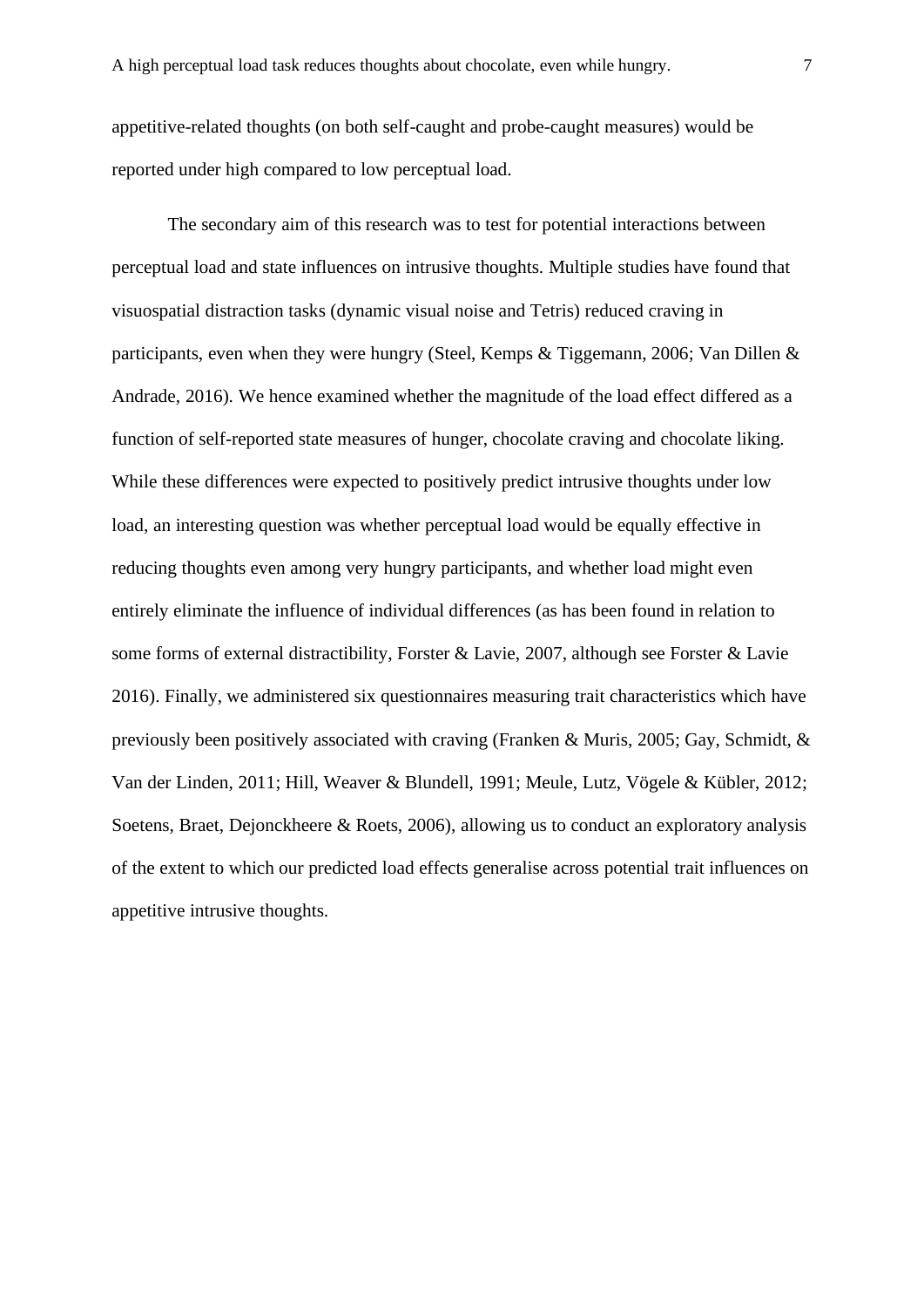appetitive-related thoughts (on both self-caught and probe-caught measures) would be reported under high compared to low perceptual load.

The secondary aim of this research was to test for potential interactions between perceptual load and state influences on intrusive thoughts. Multiple studies have found that visuospatial distraction tasks (dynamic visual noise and Tetris) reduced craving in participants, even when they were hungry (Steel, Kemps & Tiggemann, 2006; Van Dillen & Andrade, 2016). We hence examined whether the magnitude of the load effect differed as a function of self-reported state measures of hunger, chocolate craving and chocolate liking. While these differences were expected to positively predict intrusive thoughts under low load, an interesting question was whether perceptual load would be equally effective in reducing thoughts even among very hungry participants, and whether load might even entirely eliminate the influence of individual differences (as has been found in relation to some forms of external distractibility, Forster & Lavie, 2007, although see Forster & Lavie 2016). Finally, we administered six questionnaires measuring trait characteristics which have previously been positively associated with craving (Franken & Muris, 2005; Gay, Schmidt, & Van der Linden, 2011; Hill, Weaver & Blundell, 1991; Meule, Lutz, Vögele & Kübler, 2012; Soetens, Braet, Dejonckheere & Roets, 2006), allowing us to conduct an exploratory analysis of the extent to which our predicted load effects generalise across potential trait influences on appetitive intrusive thoughts.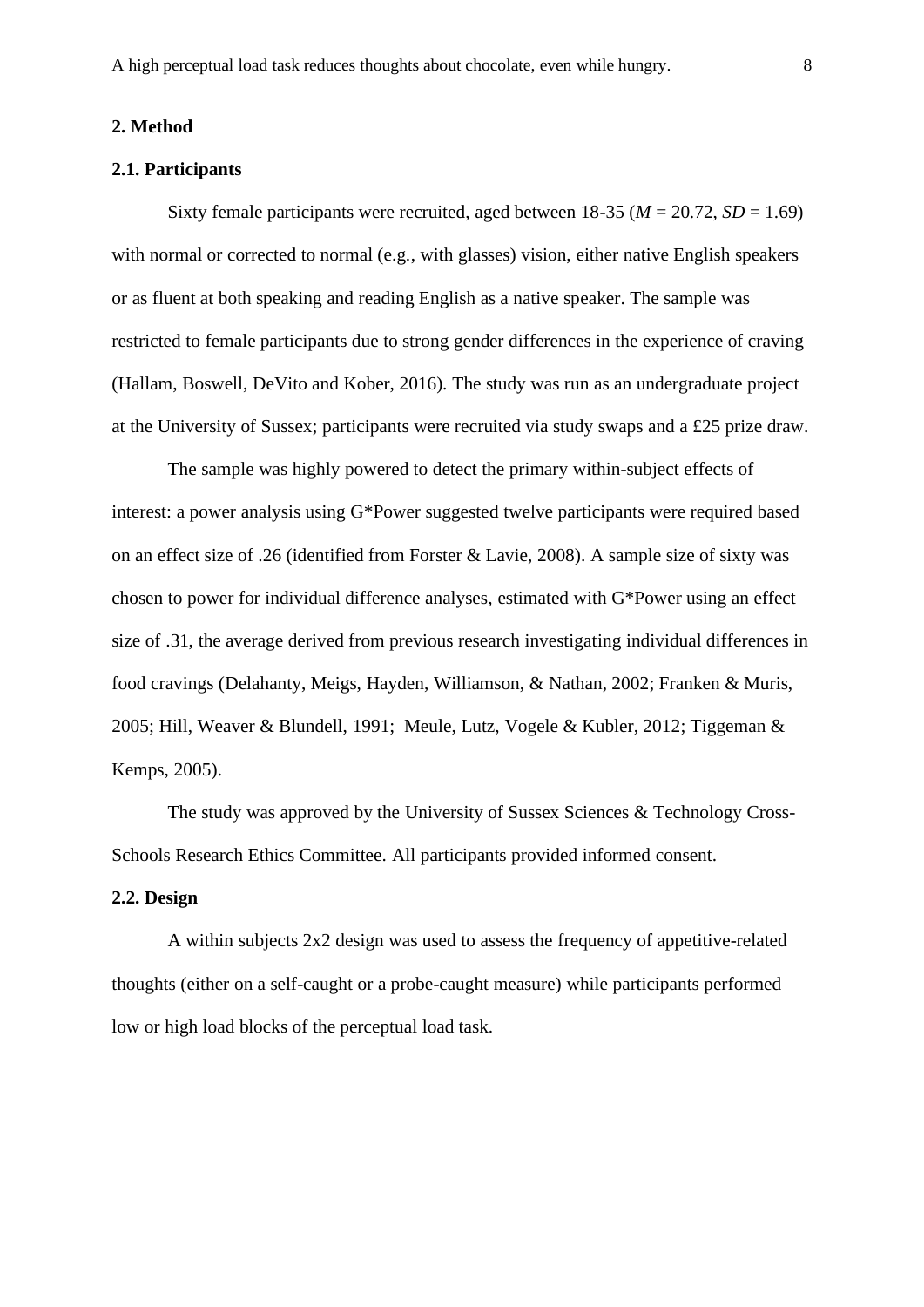## 2. Method

### 2.1. Participants

Sixty female participants were recruited, aged between 18-35 ($M$ = 20.72, $SD$ = 1.69) with normal or corrected to normal (e.g., with glasses) vision, either native English speakers or as fluent at both speaking and reading English as a native speaker. The sample was restricted to female participants due to strong gender differences in the experience of craving (Hallam, Boswell, DeVito and Kober, 2016). The study was run as an undergraduate project at the University of Sussex; participants were recruited via study swaps and a £25 prize draw.

The sample was highly powered to detect the primary within-subject effects of interest: a power analysis using G*Power suggested twelve participants were required based on an effect size of .26 (identified from Forster & Lavie, 2008). A sample size of sixty was chosen to power for individual difference analyses, estimated with G*Power using an effect size of .31, the average derived from previous research investigating individual differences in food cravings (Delahanty, Meigs, Hayden, Williamson, & Nathan, 2002; Franken & Muris, 2005; Hill, Weaver & Blundell, 1991; Meule, Lutz, Vogele & Kubler, 2012; Tiggeman & Kemps, 2005).

The study was approved by the University of Sussex Sciences & Technology Cross-Schools Research Ethics Committee. All participants provided informed consent.

### 2.2. Design

A within subjects 2x2 design was used to assess the frequency of appetitive-related thoughts (either on a self-caught or a probe-caught measure) while participants performed low or high load blocks of the perceptual load task.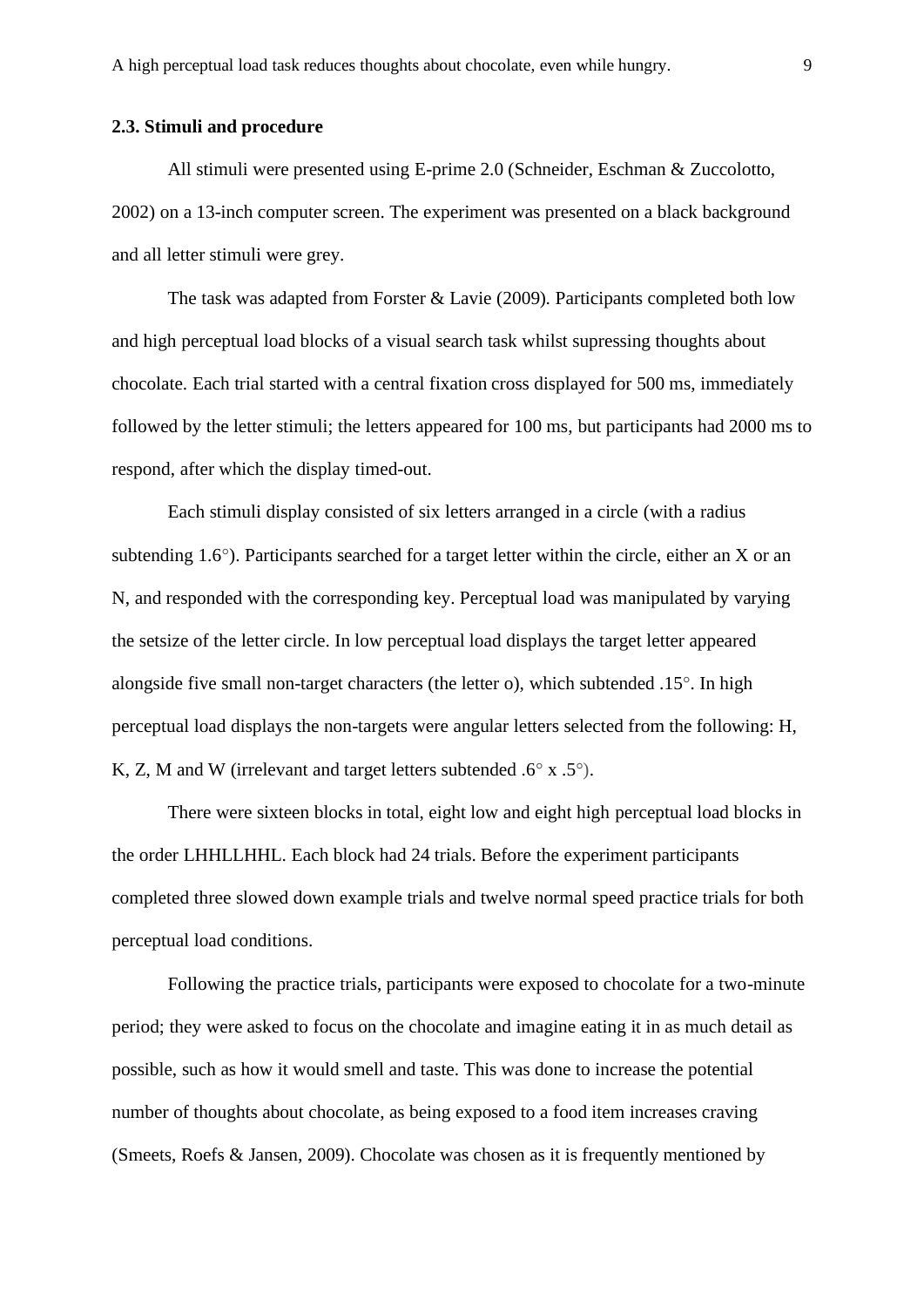### 2.3. Stimuli and procedure

All stimuli were presented using E-prime 2.0 (Schneider, Eschman & Zuccolotto, 2002) on a 13-inch computer screen. The experiment was presented on a black background and all letter stimuli were grey.

The task was adapted from Forster & Lavie (2009). Participants completed both low and high perceptual load blocks of a visual search task whilst supressing thoughts about chocolate. Each trial started with a central fixation cross displayed for 500 ms, immediately followed by the letter stimuli; the letters appeared for 100 ms, but participants had 2000 ms to respond, after which the display timed-out.

Each stimuli display consisted of six letters arranged in a circle (with a radius subtending 1.6°). Participants searched for a target letter within the circle, either an X or an N, and responded with the corresponding key. Perceptual load was manipulated by varying the setsize of the letter circle. In low perceptual load displays the target letter appeared alongside five small non-target characters (the letter o), which subtended .15°. In high perceptual load displays the non-targets were angular letters selected from the following: H, K, Z, M and W (irrelevant and target letters subtended .6° x .5°).

There were sixteen blocks in total, eight low and eight high perceptual load blocks in the order LHHLLHHL. Each block had 24 trials. Before the experiment participants completed three slowed down example trials and twelve normal speed practice trials for both perceptual load conditions.

Following the practice trials, participants were exposed to chocolate for a two-minute period; they were asked to focus on the chocolate and imagine eating it in as much detail as possible, such as how it would smell and taste. This was done to increase the potential number of thoughts about chocolate, as being exposed to a food item increases craving (Smeets, Roefs & Jansen, 2009). Chocolate was chosen as it is frequently mentioned by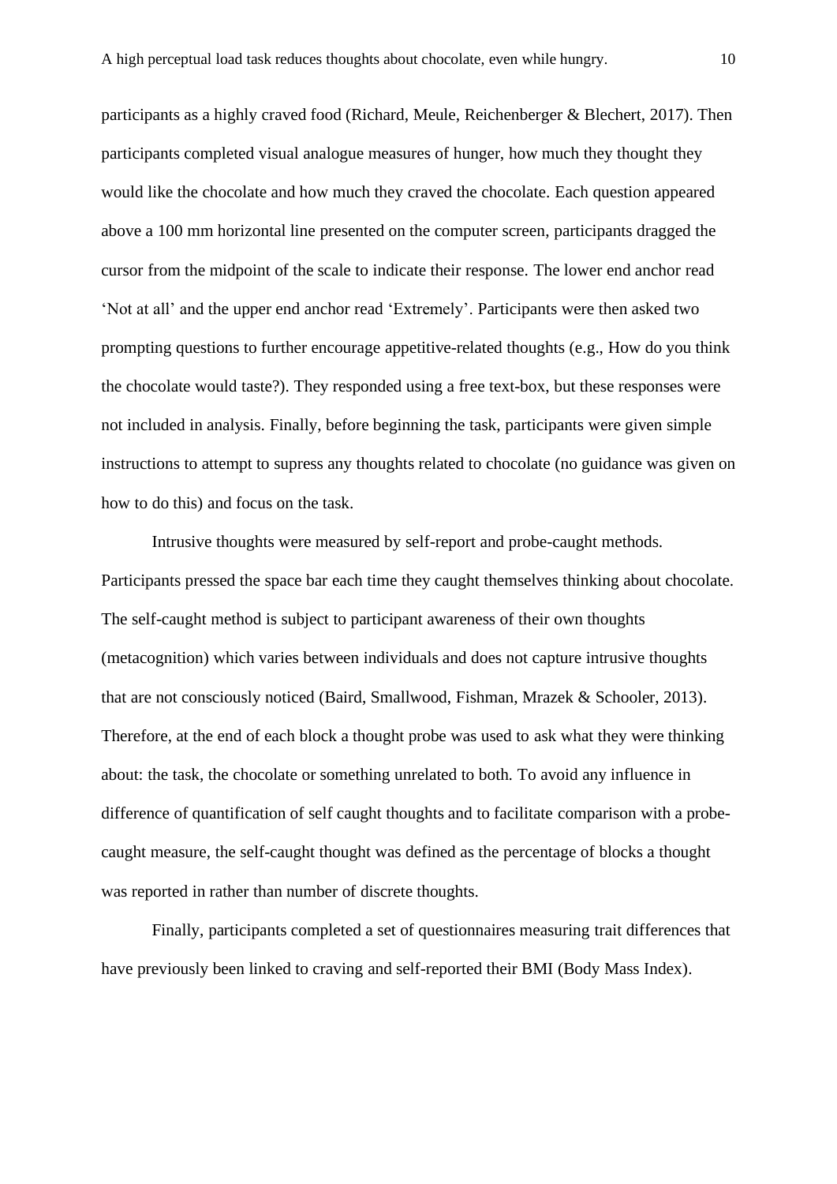participants as a highly craved food (Richard, Meule, Reichenberger & Blechert, 2017). Then participants completed visual analogue measures of hunger, how much they thought they would like the chocolate and how much they craved the chocolate. Each question appeared above a 100 mm horizontal line presented on the computer screen, participants dragged the cursor from the midpoint of the scale to indicate their response. The lower end anchor read 'Not at all' and the upper end anchor read 'Extremely'. Participants were then asked two prompting questions to further encourage appetitive-related thoughts (e.g., How do you think the chocolate would taste?). They responded using a free text-box, but these responses were not included in analysis. Finally, before beginning the task, participants were given simple instructions to attempt to supress any thoughts related to chocolate (no guidance was given on how to do this) and focus on the task.

Intrusive thoughts were measured by self-report and probe-caught methods. Participants pressed the space bar each time they caught themselves thinking about chocolate. The self-caught method is subject to participant awareness of their own thoughts (metacognition) which varies between individuals and does not capture intrusive thoughts that are not consciously noticed (Baird, Smallwood, Fishman, Mrazek & Schooler, 2013). Therefore, at the end of each block a thought probe was used to ask what they were thinking about: the task, the chocolate or something unrelated to both. To avoid any influence in difference of quantification of self caught thoughts and to facilitate comparison with a probe-caught measure, the self-caught thought was defined as the percentage of blocks a thought was reported in rather than number of discrete thoughts.

Finally, participants completed a set of questionnaires measuring trait differences that have previously been linked to craving and self-reported their BMI (Body Mass Index).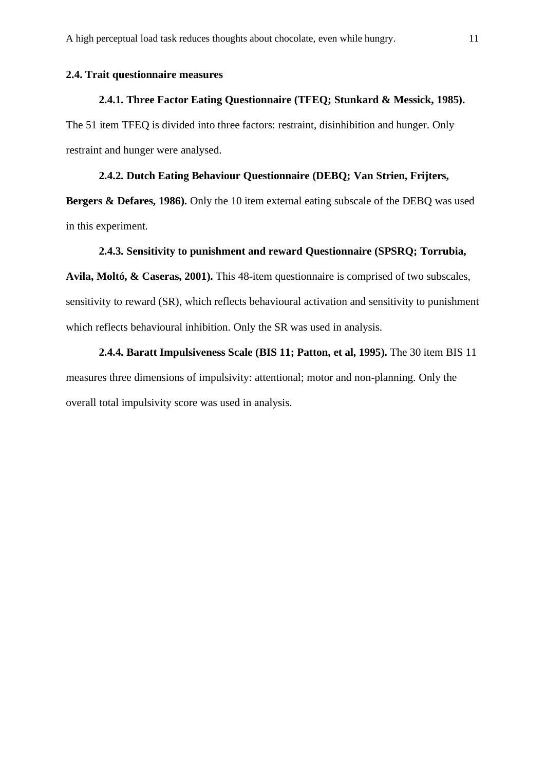## 2.4. Trait questionnaire measures

**2.4.1. Three Factor Eating Questionnaire (TFEQ; Stunkard & Messick, 1985).** The 51 item TFEQ is divided into three factors: restraint, disinhibition and hunger. Only restraint and hunger were analysed.

**2.4.2. Dutch Eating Behaviour Questionnaire (DEBQ; Van Strien, Frijters, Bergers & Defares, 1986).** Only the 10 item external eating subscale of the DEBQ was used in this experiment.

**2.4.3. Sensitivity to punishment and reward Questionnaire (SPSRQ; Torrubia, Avila, Moltó, & Caseras, 2001).** This 48-item questionnaire is comprised of two subscales, sensitivity to reward (SR), which reflects behavioural activation and sensitivity to punishment which reflects behavioural inhibition. Only the SR was used in analysis.

**2.4.4. Baratt Impulsiveness Scale (BIS 11; Patton, et al, 1995).** The 30 item BIS 11 measures three dimensions of impulsivity: attentional; motor and non-planning. Only the overall total impulsivity score was used in analysis.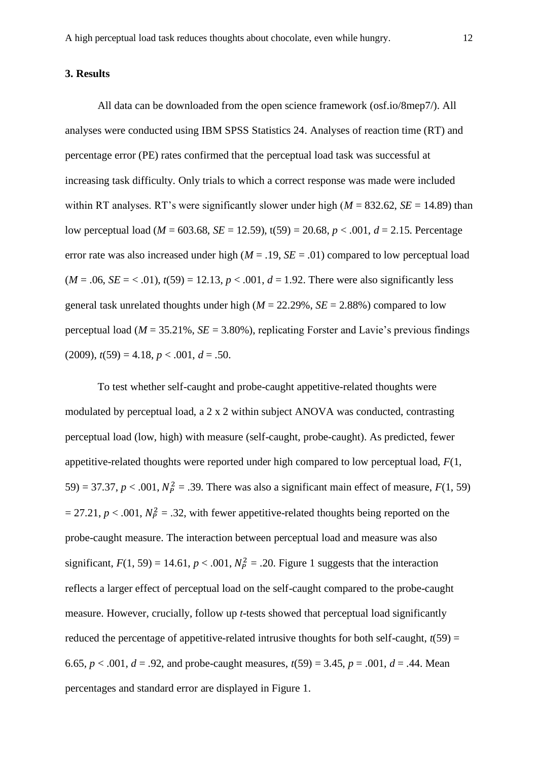## 3. Results

All data can be downloaded from the open science framework (osf.io/8mep7/). All analyses were conducted using IBM SPSS Statistics 24. Analyses of reaction time (RT) and percentage error (PE) rates confirmed that the perceptual load task was successful at increasing task difficulty. Only trials to which a correct response was made were included within RT analyses. RT's were significantly slower under high ($M$ = 832.62, $SE$ = 14.89) than low perceptual load ($M$ = 603.68, $SE$ = 12.59), $t(59) = 20.68$, $p < .001$, $d = 2.15$. Percentage error rate was also increased under high ($M$ = .19, $SE$ = .01) compared to low perceptual load ($M$ = .06, $SE$ = < .01), $t(59) = 12.13$, $p < .001$, $d = 1.92$. There were also significantly less general task unrelated thoughts under high ($M$ = 22.29%, $SE$ = 2.88%) compared to low perceptual load ($M$ = 35.21%, $SE$ = 3.80%), replicating Forster and Lavie's previous findings (2009), $t(59) = 4.18$, $p < .001$, $d = .50$.

To test whether self-caught and probe-caught appetitive-related thoughts were modulated by perceptual load, a 2 x 2 within subject ANOVA was conducted, contrasting perceptual load (low, high) with measure (self-caught, probe-caught). As predicted, fewer appetitive-related thoughts were reported under high compared to low perceptual load, $F(1, 59) = 37.37$, $p < .001$, $N_P^2 = .39$. There was also a significant main effect of measure, $F(1, 59) = 27.21$, $p < .001$, $N_P^2 = .32$, with fewer appetitive-related thoughts being reported on the probe-caught measure. The interaction between perceptual load and measure was also significant, $F(1, 59) = 14.61$, $p < .001$, $N_P^2 = .20$. Figure 1 suggests that the interaction reflects a larger effect of perceptual load on the self-caught compared to the probe-caught measure. However, crucially, follow up *t*-tests showed that perceptual load significantly reduced the percentage of appetitive-related intrusive thoughts for both self-caught, $t(59) = 6.65$, $p < .001$, $d = .92$, and probe-caught measures, $t(59) = 3.45$, $p = .001$, $d = .44$. Mean percentages and standard error are displayed in Figure 1.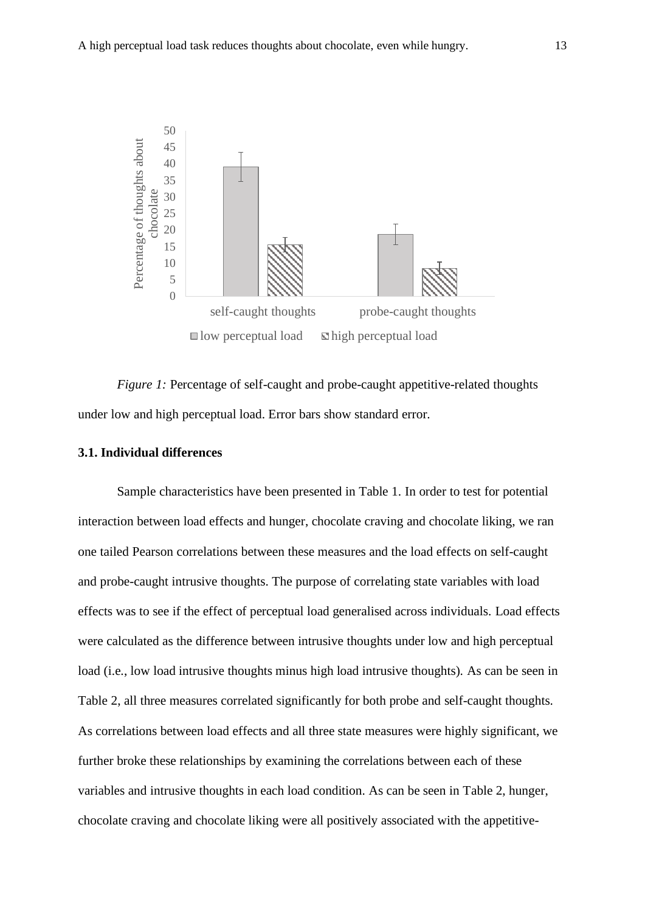*Figure 1:* Percentage of self-caught and probe-caught appetitive-related thoughts under low and high perceptual load. Error bars show standard error.

### 3.1. Individual differences

Sample characteristics have been presented in Table 1. In order to test for potential interaction between load effects and hunger, chocolate craving and chocolate liking, we ran one tailed Pearson correlations between these measures and the load effects on self-caught and probe-caught intrusive thoughts. The purpose of correlating state variables with load effects was to see if the effect of perceptual load generalised across individuals. Load effects were calculated as the difference between intrusive thoughts under low and high perceptual load (i.e., low load intrusive thoughts minus high load intrusive thoughts). As can be seen in Table 2, all three measures correlated significantly for both probe and self-caught thoughts. As correlations between load effects and all three state measures were highly significant, we further broke these relationships by examining the correlations between each of these variables and intrusive thoughts in each load condition. As can be seen in Table 2, hunger, chocolate craving and chocolate liking were all positively associated with the appetitive-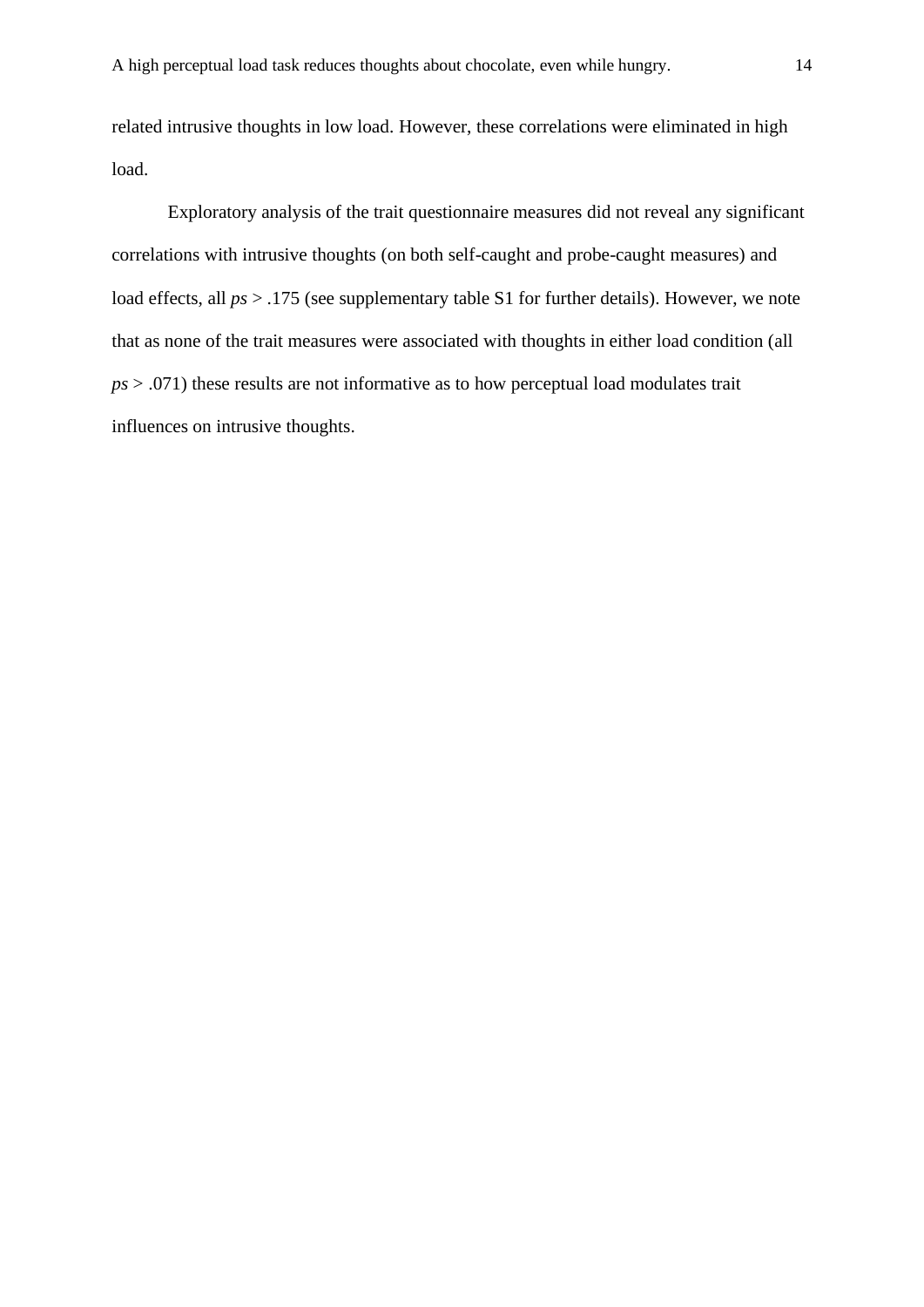related intrusive thoughts in low load. However, these correlations were eliminated in high load.

Exploratory analysis of the trait questionnaire measures did not reveal any significant correlations with intrusive thoughts (on both self-caught and probe-caught measures) and load effects, all *ps* > .175 (see supplementary table S1 for further details). However, we note that as none of the trait measures were associated with thoughts in either load condition (all *ps* > .071) these results are not informative as to how perceptual load modulates trait influences on intrusive thoughts.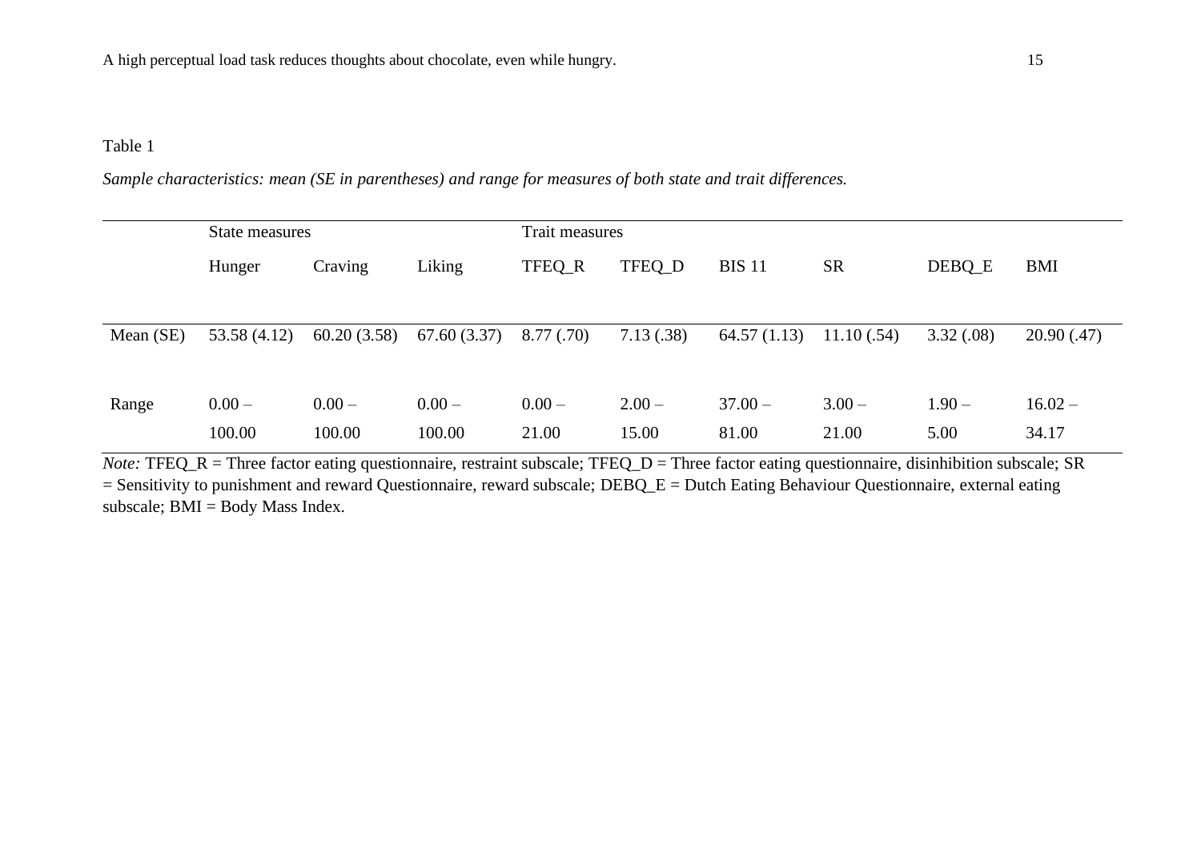Table 1

*Sample characteristics: mean (SE in parentheses) and range for measures of both state and trait differences.*

| | State measures | | | Trait measures | | | | | |
|---|---|---|---|---|---|---|---|---|---|
| | Hunger | Craving | Liking | TFEQ_R | TFEQ_D | BIS 11 | SR | DEBQ_E | BMI |
| Mean (SE) | 53.58 (4.12) | 60.20 (3.58) | 67.60 (3.37) | 8.77 (.70) | 7.13 (.38) | 64.57 (1.13) | 11.10 (.54) | 3.32 (.08) | 20.90 (.47) |
| Range | 0.00 – 100.00 | 0.00 – 100.00 | 0.00 – 100.00 | 0.00 – 21.00 | 2.00 – 15.00 | 37.00 – 81.00 | 3.00 – 21.00 | 1.90 – 5.00 | 16.02 – 34.17 |

*Note:* TFEQ_R = Three factor eating questionnaire, restraint subscale; TFEQ_D = Three factor eating questionnaire, disinhibition subscale; SR = Sensitivity to punishment and reward Questionnaire, reward subscale; DEBQ_E = Dutch Eating Behaviour Questionnaire, external eating subscale; BMI = Body Mass Index.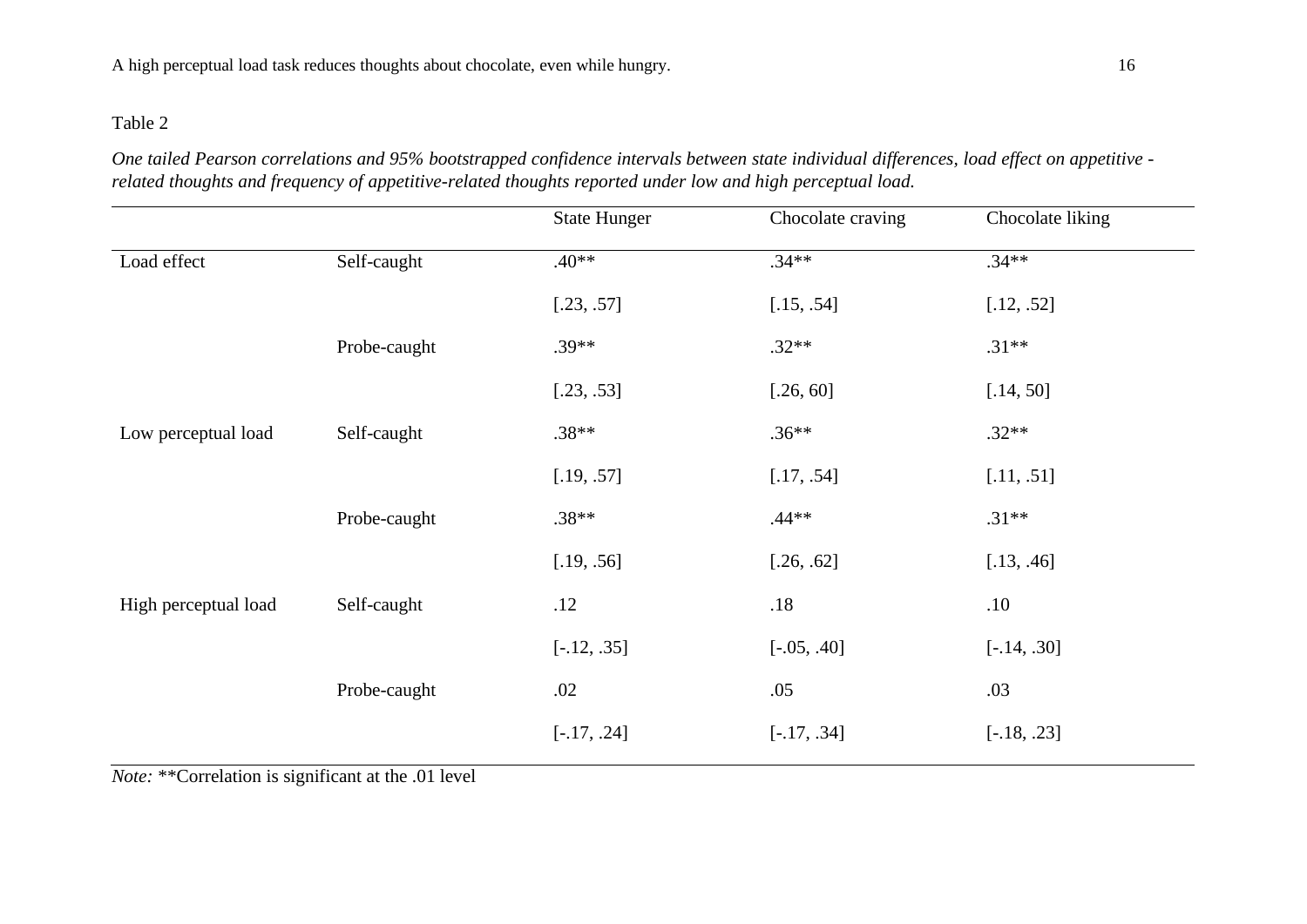Table 2

*One tailed Pearson correlations and 95% bootstrapped confidence intervals between state individual differences, load effect on appetitive - related thoughts and frequency of appetitive-related thoughts reported under low and high perceptual load.*

| | | State Hunger | Chocolate craving | Chocolate liking |
|---|---|---|---|---|
| Load effect | Self-caught | .40** | .34** | .34** |
| | | [.23, .57] | [.15, .54] | [.12, .52] |
| | Probe-caught | .39** | .32** | .31** |
| | | [.23, .53] | [.26, 60] | [.14, 50] |
| Low perceptual load | Self-caught | .38** | .36** | .32** |
| | | [.19, .57] | [.17, .54] | [.11, .51] |
| | Probe-caught | .38** | .44** | .31** |
| | | [.19, .56] | [.26, .62] | [.13, .46] |
| High perceptual load | Self-caught | .12 | .18 | .10 |
| | | [-.12, .35] | [-.05, .40] | [-.14, .30] |
| | Probe-caught | .02 | .05 | .03 |
| | | [-.17, .24] | [-.17, .34] | [-.18, .23] |

*Note:* **Correlation is significant at the .01 level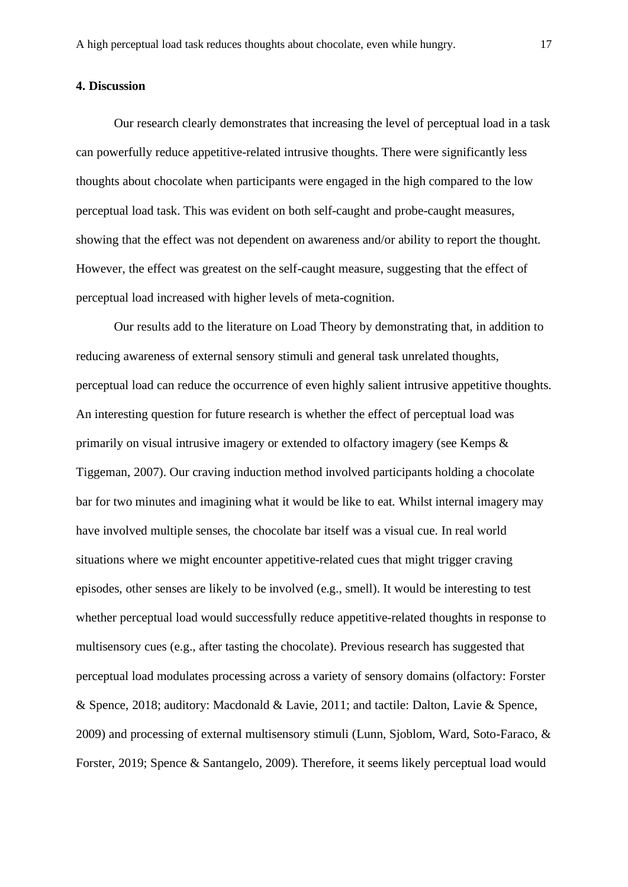## 4. Discussion

Our research clearly demonstrates that increasing the level of perceptual load in a task can powerfully reduce appetitive-related intrusive thoughts. There were significantly less thoughts about chocolate when participants were engaged in the high compared to the low perceptual load task. This was evident on both self-caught and probe-caught measures, showing that the effect was not dependent on awareness and/or ability to report the thought. However, the effect was greatest on the self-caught measure, suggesting that the effect of perceptual load increased with higher levels of meta-cognition.

Our results add to the literature on Load Theory by demonstrating that, in addition to reducing awareness of external sensory stimuli and general task unrelated thoughts, perceptual load can reduce the occurrence of even highly salient intrusive appetitive thoughts. An interesting question for future research is whether the effect of perceptual load was primarily on visual intrusive imagery or extended to olfactory imagery (see Kemps & Tiggeman, 2007). Our craving induction method involved participants holding a chocolate bar for two minutes and imagining what it would be like to eat. Whilst internal imagery may have involved multiple senses, the chocolate bar itself was a visual cue. In real world situations where we might encounter appetitive-related cues that might trigger craving episodes, other senses are likely to be involved (e.g., smell). It would be interesting to test whether perceptual load would successfully reduce appetitive-related thoughts in response to multisensory cues (e.g., after tasting the chocolate). Previous research has suggested that perceptual load modulates processing across a variety of sensory domains (olfactory: Forster & Spence, 2018; auditory: Macdonald & Lavie, 2011; and tactile: Dalton, Lavie & Spence, 2009) and processing of external multisensory stimuli (Lunn, Sjoblom, Ward, Soto-Faraco, & Forster, 2019; Spence & Santangelo, 2009). Therefore, it seems likely perceptual load would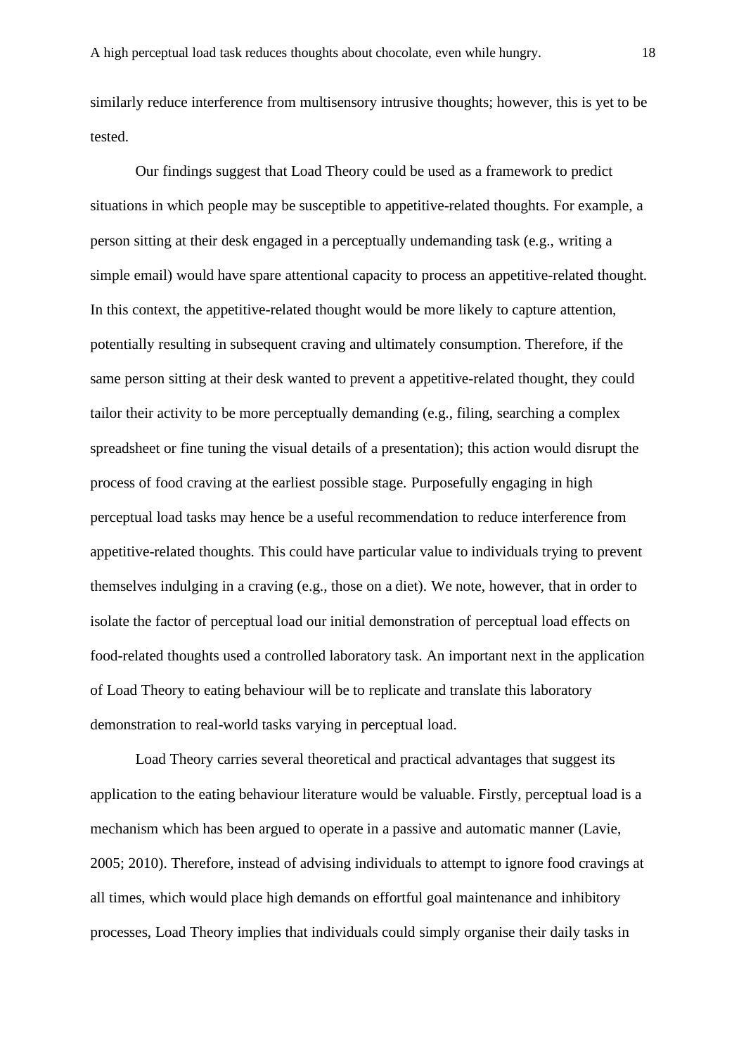similarly reduce interference from multisensory intrusive thoughts; however, this is yet to be tested.

Our findings suggest that Load Theory could be used as a framework to predict situations in which people may be susceptible to appetitive-related thoughts. For example, a person sitting at their desk engaged in a perceptually undemanding task (e.g., writing a simple email) would have spare attentional capacity to process an appetitive-related thought. In this context, the appetitive-related thought would be more likely to capture attention, potentially resulting in subsequent craving and ultimately consumption. Therefore, if the same person sitting at their desk wanted to prevent a appetitive-related thought, they could tailor their activity to be more perceptually demanding (e.g., filing, searching a complex spreadsheet or fine tuning the visual details of a presentation); this action would disrupt the process of food craving at the earliest possible stage. Purposefully engaging in high perceptual load tasks may hence be a useful recommendation to reduce interference from appetitive-related thoughts. This could have particular value to individuals trying to prevent themselves indulging in a craving (e.g., those on a diet). We note, however, that in order to isolate the factor of perceptual load our initial demonstration of perceptual load effects on food-related thoughts used a controlled laboratory task. An important next in the application of Load Theory to eating behaviour will be to replicate and translate this laboratory demonstration to real-world tasks varying in perceptual load.

Load Theory carries several theoretical and practical advantages that suggest its application to the eating behaviour literature would be valuable. Firstly, perceptual load is a mechanism which has been argued to operate in a passive and automatic manner (Lavie, 2005; 2010). Therefore, instead of advising individuals to attempt to ignore food cravings at all times, which would place high demands on effortful goal maintenance and inhibitory processes, Load Theory implies that individuals could simply organise their daily tasks in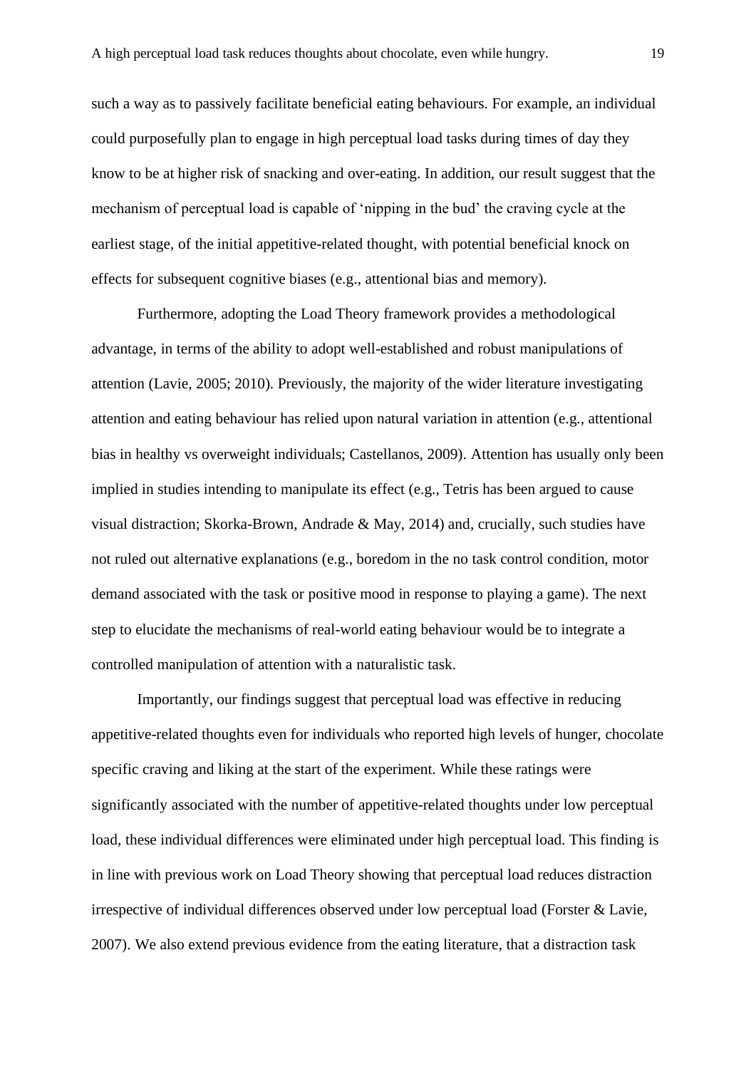such a way as to passively facilitate beneficial eating behaviours. For example, an individual could purposefully plan to engage in high perceptual load tasks during times of day they know to be at higher risk of snacking and over-eating. In addition, our result suggest that the mechanism of perceptual load is capable of 'nipping in the bud' the craving cycle at the earliest stage, of the initial appetitive-related thought, with potential beneficial knock on effects for subsequent cognitive biases (e.g., attentional bias and memory).

Furthermore, adopting the Load Theory framework provides a methodological advantage, in terms of the ability to adopt well-established and robust manipulations of attention (Lavie, 2005; 2010). Previously, the majority of the wider literature investigating attention and eating behaviour has relied upon natural variation in attention (e.g., attentional bias in healthy vs overweight individuals; Castellanos, 2009). Attention has usually only been implied in studies intending to manipulate its effect (e.g., Tetris has been argued to cause visual distraction; Skorka-Brown, Andrade & May, 2014) and, crucially, such studies have not ruled out alternative explanations (e.g., boredom in the no task control condition, motor demand associated with the task or positive mood in response to playing a game). The next step to elucidate the mechanisms of real-world eating behaviour would be to integrate a controlled manipulation of attention with a naturalistic task.

Importantly, our findings suggest that perceptual load was effective in reducing appetitive-related thoughts even for individuals who reported high levels of hunger, chocolate specific craving and liking at the start of the experiment. While these ratings were significantly associated with the number of appetitive-related thoughts under low perceptual load, these individual differences were eliminated under high perceptual load. This finding is in line with previous work on Load Theory showing that perceptual load reduces distraction irrespective of individual differences observed under low perceptual load (Forster & Lavie, 2007). We also extend previous evidence from the eating literature, that a distraction task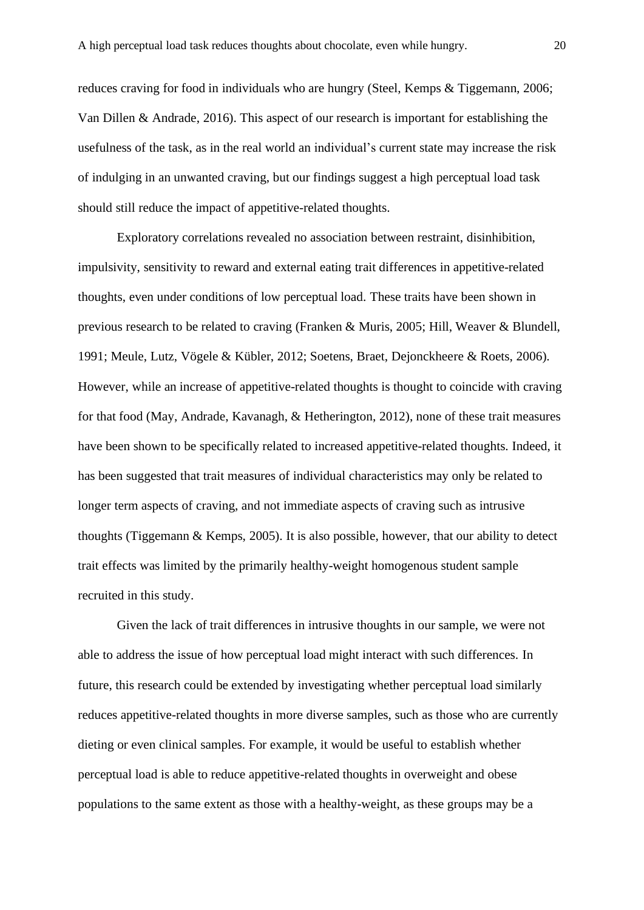reduces craving for food in individuals who are hungry (Steel, Kemps & Tiggemann, 2006; Van Dillen & Andrade, 2016). This aspect of our research is important for establishing the usefulness of the task, as in the real world an individual's current state may increase the risk of indulging in an unwanted craving, but our findings suggest a high perceptual load task should still reduce the impact of appetitive-related thoughts.

Exploratory correlations revealed no association between restraint, disinhibition, impulsivity, sensitivity to reward and external eating trait differences in appetitive-related thoughts, even under conditions of low perceptual load. These traits have been shown in previous research to be related to craving (Franken & Muris, 2005; Hill, Weaver & Blundell, 1991; Meule, Lutz, Vögele & Kübler, 2012; Soetens, Braet, Dejonckheere & Roets, 2006). However, while an increase of appetitive-related thoughts is thought to coincide with craving for that food (May, Andrade, Kavanagh, & Hetherington, 2012), none of these trait measures have been shown to be specifically related to increased appetitive-related thoughts. Indeed, it has been suggested that trait measures of individual characteristics may only be related to longer term aspects of craving, and not immediate aspects of craving such as intrusive thoughts (Tiggemann & Kemps, 2005). It is also possible, however, that our ability to detect trait effects was limited by the primarily healthy-weight homogenous student sample recruited in this study.

Given the lack of trait differences in intrusive thoughts in our sample, we were not able to address the issue of how perceptual load might interact with such differences. In future, this research could be extended by investigating whether perceptual load similarly reduces appetitive-related thoughts in more diverse samples, such as those who are currently dieting or even clinical samples. For example, it would be useful to establish whether perceptual load is able to reduce appetitive-related thoughts in overweight and obese populations to the same extent as those with a healthy-weight, as these groups may be a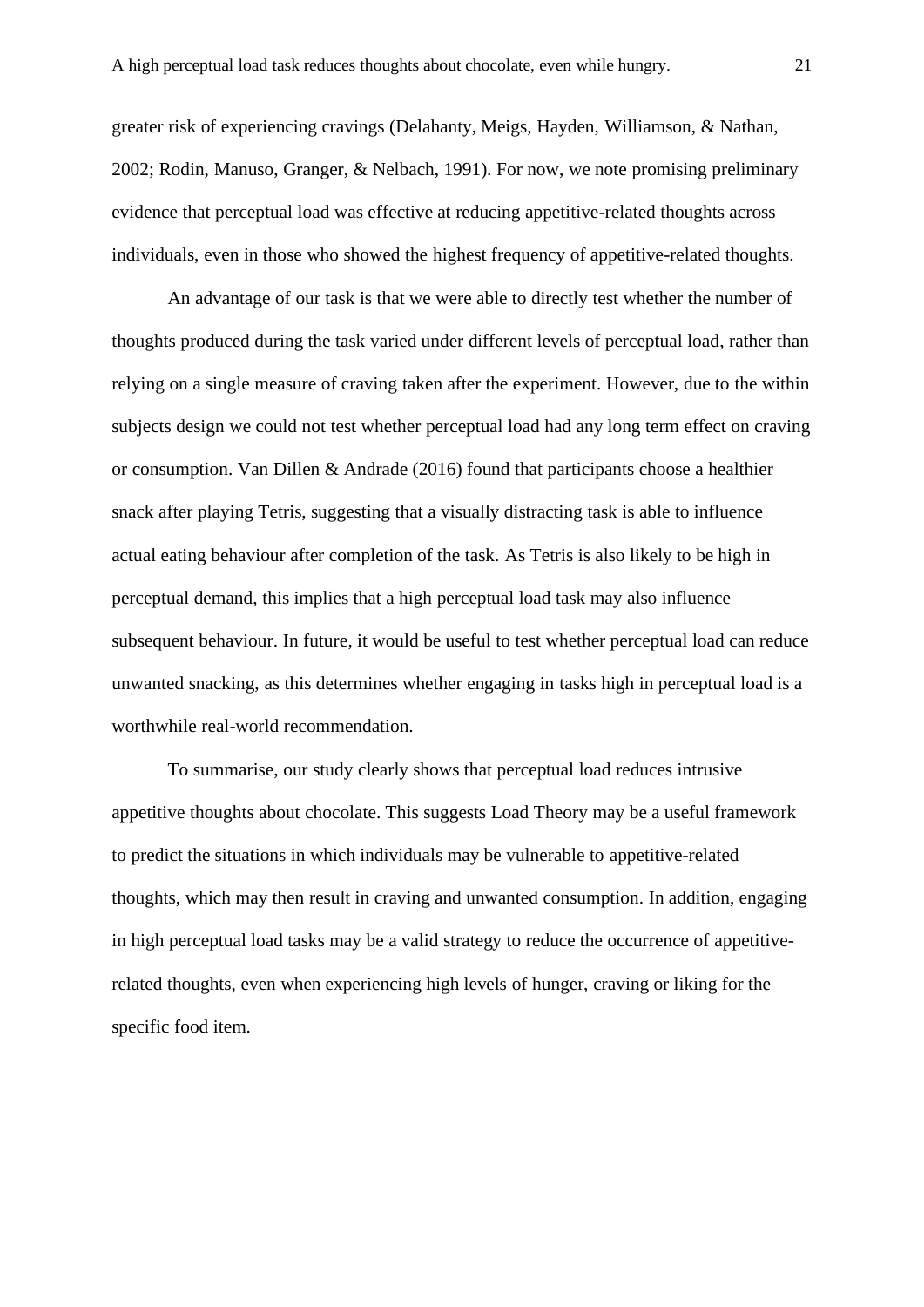greater risk of experiencing cravings (Delahanty, Meigs, Hayden, Williamson, & Nathan, 2002; Rodin, Manuso, Granger, & Nelbach, 1991). For now, we note promising preliminary evidence that perceptual load was effective at reducing appetitive-related thoughts across individuals, even in those who showed the highest frequency of appetitive-related thoughts.

An advantage of our task is that we were able to directly test whether the number of thoughts produced during the task varied under different levels of perceptual load, rather than relying on a single measure of craving taken after the experiment. However, due to the within subjects design we could not test whether perceptual load had any long term effect on craving or consumption. Van Dillen & Andrade (2016) found that participants choose a healthier snack after playing Tetris, suggesting that a visually distracting task is able to influence actual eating behaviour after completion of the task. As Tetris is also likely to be high in perceptual demand, this implies that a high perceptual load task may also influence subsequent behaviour. In future, it would be useful to test whether perceptual load can reduce unwanted snacking, as this determines whether engaging in tasks high in perceptual load is a worthwhile real-world recommendation.

To summarise, our study clearly shows that perceptual load reduces intrusive appetitive thoughts about chocolate. This suggests Load Theory may be a useful framework to predict the situations in which individuals may be vulnerable to appetitive-related thoughts, which may then result in craving and unwanted consumption. In addition, engaging in high perceptual load tasks may be a valid strategy to reduce the occurrence of appetitive-related thoughts, even when experiencing high levels of hunger, craving or liking for the specific food item.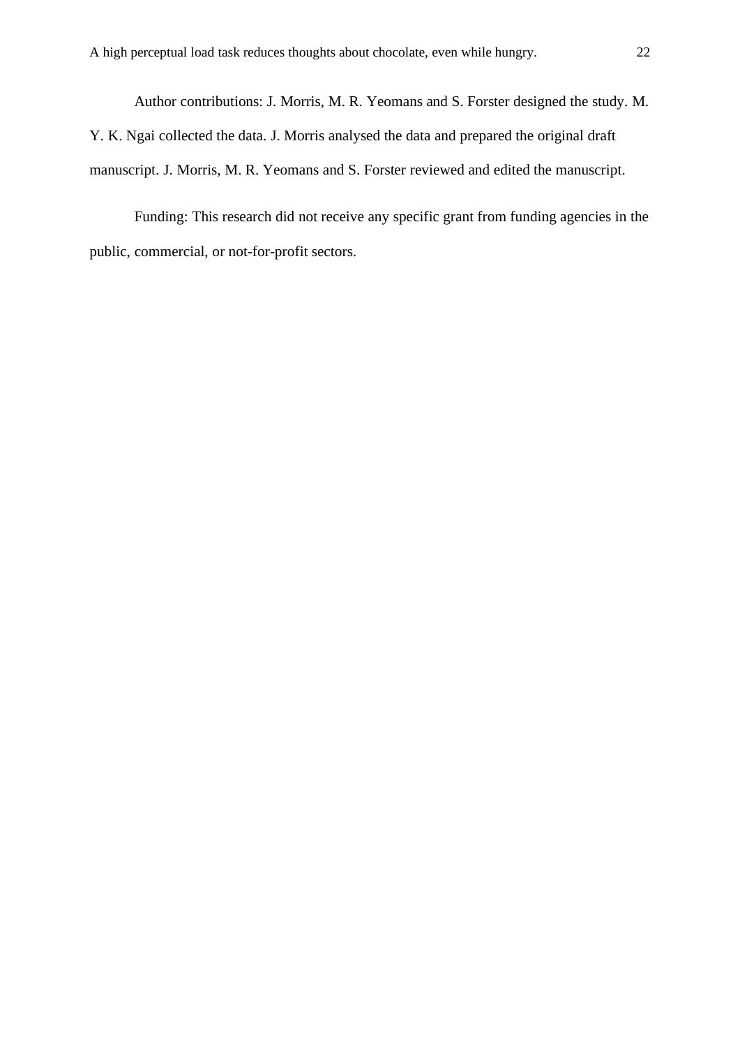Author contributions: J. Morris, M. R. Yeomans and S. Forster designed the study. M. Y. K. Ngai collected the data. J. Morris analysed the data and prepared the original draft manuscript. J. Morris, M. R. Yeomans and S. Forster reviewed and edited the manuscript.

Funding: This research did not receive any specific grant from funding agencies in the public, commercial, or not-for-profit sectors.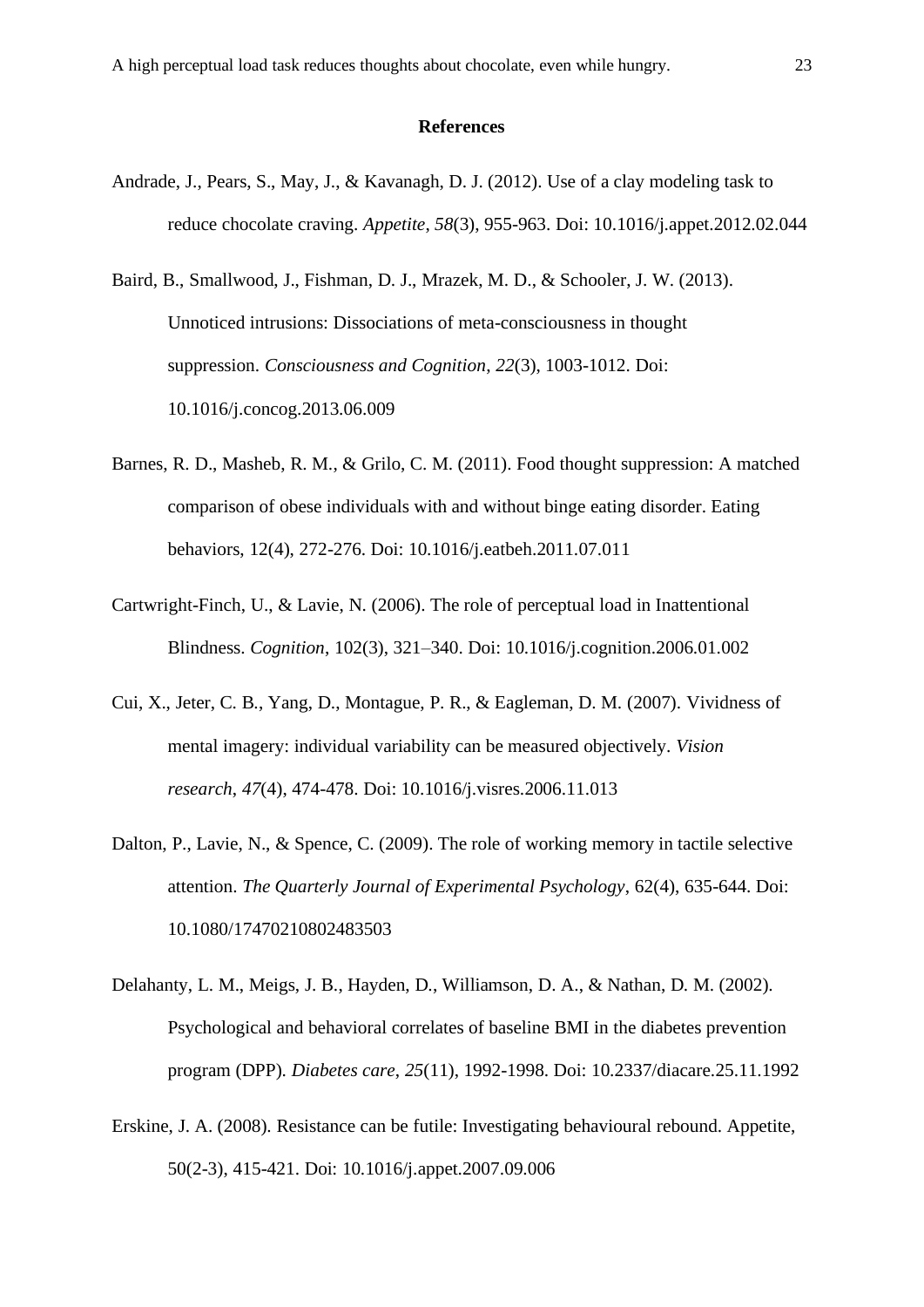## References

Andrade, J., Pears, S., May, J., & Kavanagh, D. J. (2012). Use of a clay modeling task to reduce chocolate craving. *Appetite*, *58*(3), 955-963. Doi: 10.1016/j.appet.2012.02.044

Baird, B., Smallwood, J., Fishman, D. J., Mrazek, M. D., & Schooler, J. W. (2013). Unnoticed intrusions: Dissociations of meta-consciousness in thought suppression. *Consciousness and Cognition*, *22*(3), 1003-1012. Doi: 10.1016/j.concog.2013.06.009

Barnes, R. D., Masheb, R. M., & Grilo, C. M. (2011). Food thought suppression: A matched comparison of obese individuals with and without binge eating disorder. Eating behaviors, 12(4), 272-276. Doi: 10.1016/j.eatbeh.2011.07.011

Cartwright-Finch, U., & Lavie, N. (2006). The role of perceptual load in Inattentional Blindness. *Cognition*, 102(3), 321–340. Doi: 10.1016/j.cognition.2006.01.002

Cui, X., Jeter, C. B., Yang, D., Montague, P. R., & Eagleman, D. M. (2007). Vividness of mental imagery: individual variability can be measured objectively. *Vision research*, *47*(4), 474-478. Doi: 10.1016/j.visres.2006.11.013

Dalton, P., Lavie, N., & Spence, C. (2009). The role of working memory in tactile selective attention. *The Quarterly Journal of Experimental Psychology*, 62(4), 635-644. Doi: 10.1080/17470210802483503

Delahanty, L. M., Meigs, J. B., Hayden, D., Williamson, D. A., & Nathan, D. M. (2002). Psychological and behavioral correlates of baseline BMI in the diabetes prevention program (DPP). *Diabetes care*, *25*(11), 1992-1998. Doi: 10.2337/diacare.25.11.1992

Erskine, J. A. (2008). Resistance can be futile: Investigating behavioural rebound. Appetite, 50(2-3), 415-421. Doi: 10.1016/j.appet.2007.09.006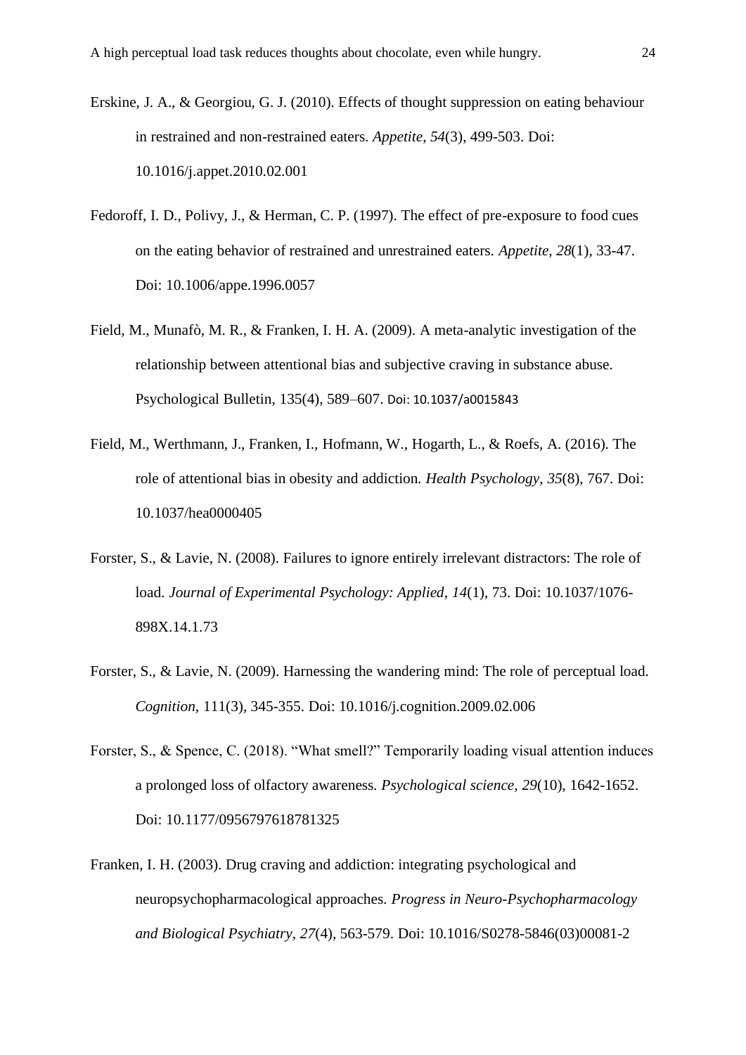Erskine, J. A., & Georgiou, G. J. (2010). Effects of thought suppression on eating behaviour in restrained and non-restrained eaters. *Appetite*, *54*(3), 499-503. Doi: 10.1016/j.appet.2010.02.001

Fedoroff, I. D., Polivy, J., & Herman, C. P. (1997). The effect of pre-exposure to food cues on the eating behavior of restrained and unrestrained eaters. *Appetite*, *28*(1), 33-47. Doi: 10.1006/appe.1996.0057

Field, M., Munafò, M. R., & Franken, I. H. A. (2009). A meta-analytic investigation of the relationship between attentional bias and subjective craving in substance abuse. Psychological Bulletin, 135(4), 589–607. Doi: 10.1037/a0015843

Field, M., Werthmann, J., Franken, I., Hofmann, W., Hogarth, L., & Roefs, A. (2016). The role of attentional bias in obesity and addiction. *Health Psychology*, *35*(8), 767. Doi: 10.1037/hea0000405

Forster, S., & Lavie, N. (2008). Failures to ignore entirely irrelevant distractors: The role of load. *Journal of Experimental Psychology: Applied*, *14*(1), 73. Doi: 10.1037/1076-898X.14.1.73

Forster, S., & Lavie, N. (2009). Harnessing the wandering mind: The role of perceptual load. *Cognition*, 111(3), 345-355. Doi: 10.1016/j.cognition.2009.02.006

Forster, S., & Spence, C. (2018). "What smell?" Temporarily loading visual attention induces a prolonged loss of olfactory awareness. *Psychological science*, *29*(10), 1642-1652. Doi: 10.1177/0956797618781325

Franken, I. H. (2003). Drug craving and addiction: integrating psychological and neuropsychopharmacological approaches. *Progress in Neuro-Psychopharmacology and Biological Psychiatry*, *27*(4), 563-579. Doi: 10.1016/S0278-5846(03)00081-2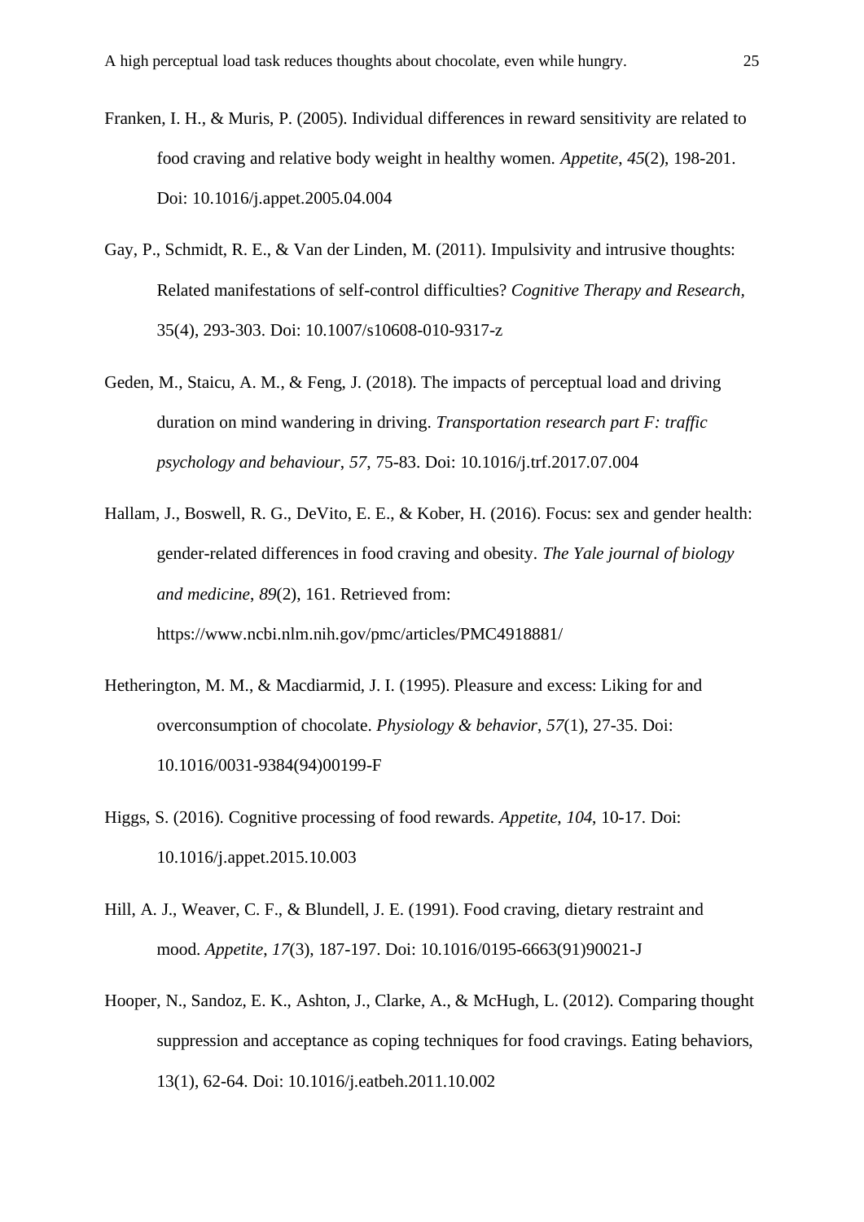Franken, I. H., & Muris, P. (2005). Individual differences in reward sensitivity are related to food craving and relative body weight in healthy women. *Appetite*, *45*(2), 198-201. Doi: 10.1016/j.appet.2005.04.004

Gay, P., Schmidt, R. E., & Van der Linden, M. (2011). Impulsivity and intrusive thoughts: Related manifestations of self-control difficulties? *Cognitive Therapy and Research*, 35(4), 293-303. Doi: 10.1007/s10608-010-9317-z

Geden, M., Staicu, A. M., & Feng, J. (2018). The impacts of perceptual load and driving duration on mind wandering in driving. *Transportation research part F: traffic psychology and behaviour*, *57*, 75-83. Doi: 10.1016/j.trf.2017.07.004

Hallam, J., Boswell, R. G., DeVito, E. E., & Kober, H. (2016). Focus: sex and gender health: gender-related differences in food craving and obesity. *The Yale journal of biology and medicine*, *89*(2), 161. Retrieved from: https://www.ncbi.nlm.nih.gov/pmc/articles/PMC4918881/

Hetherington, M. M., & Macdiarmid, J. I. (1995). Pleasure and excess: Liking for and overconsumption of chocolate. *Physiology & behavior*, *57*(1), 27-35. Doi: 10.1016/0031-9384(94)00199-F

Higgs, S. (2016). Cognitive processing of food rewards. *Appetite*, *104*, 10-17. Doi: 10.1016/j.appet.2015.10.003

Hill, A. J., Weaver, C. F., & Blundell, J. E. (1991). Food craving, dietary restraint and mood. *Appetite*, *17*(3), 187-197. Doi: 10.1016/0195-6663(91)90021-J

Hooper, N., Sandoz, E. K., Ashton, J., Clarke, A., & McHugh, L. (2012). Comparing thought suppression and acceptance as coping techniques for food cravings. Eating behaviors, 13(1), 62-64. Doi: 10.1016/j.eatbeh.2011.10.002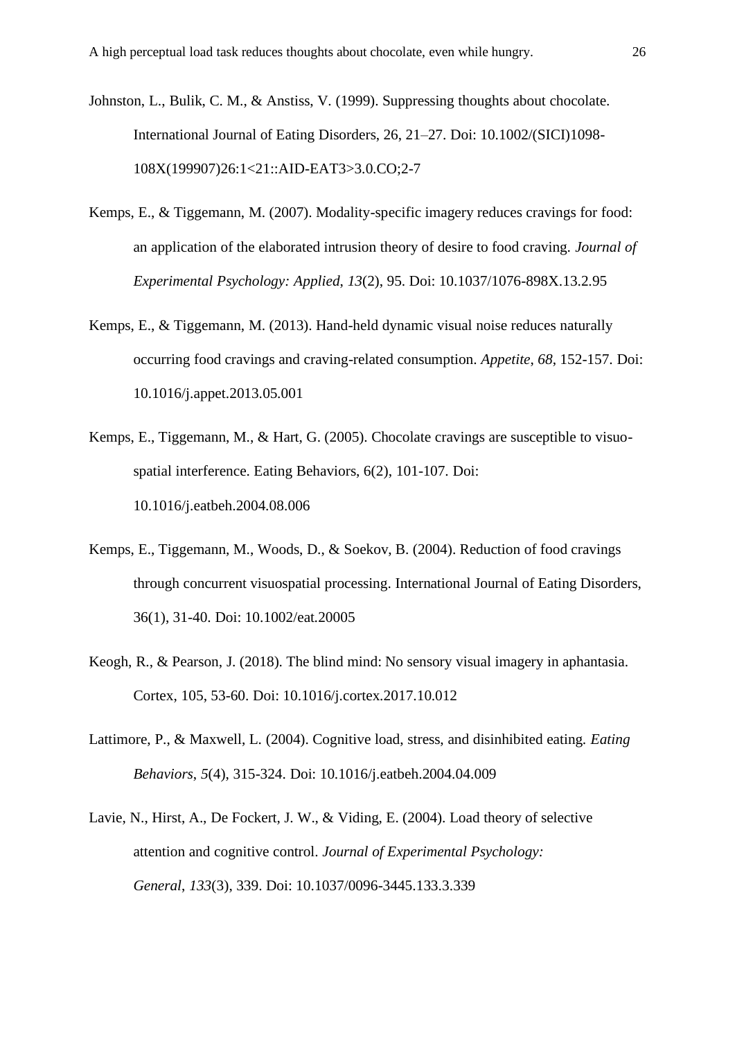Johnston, L., Bulik, C. M., & Anstiss, V. (1999). Suppressing thoughts about chocolate. International Journal of Eating Disorders, 26, 21–27. Doi: 10.1002/(SICI)1098-108X(199907)26:1<21::AID-EAT3>3.0.CO;2-7

Kemps, E., & Tiggemann, M. (2007). Modality-specific imagery reduces cravings for food: an application of the elaborated intrusion theory of desire to food craving. *Journal of Experimental Psychology: Applied*, *13*(2), 95. Doi: 10.1037/1076-898X.13.2.95

Kemps, E., & Tiggemann, M. (2013). Hand-held dynamic visual noise reduces naturally occurring food cravings and craving-related consumption. *Appetite*, *68*, 152-157. Doi: 10.1016/j.appet.2013.05.001

Kemps, E., Tiggemann, M., & Hart, G. (2005). Chocolate cravings are susceptible to visuo-spatial interference. Eating Behaviors, 6(2), 101-107. Doi: 10.1016/j.eatbeh.2004.08.006

Kemps, E., Tiggemann, M., Woods, D., & Soekov, B. (2004). Reduction of food cravings through concurrent visuospatial processing. International Journal of Eating Disorders, 36(1), 31-40. Doi: 10.1002/eat.20005

Keogh, R., & Pearson, J. (2018). The blind mind: No sensory visual imagery in aphantasia. Cortex, 105, 53-60. Doi: 10.1016/j.cortex.2017.10.012

Lattimore, P., & Maxwell, L. (2004). Cognitive load, stress, and disinhibited eating. *Eating Behaviors*, *5*(4), 315-324. Doi: 10.1016/j.eatbeh.2004.04.009

Lavie, N., Hirst, A., De Fockert, J. W., & Viding, E. (2004). Load theory of selective attention and cognitive control. *Journal of Experimental Psychology: General*, *133*(3), 339. Doi: 10.1037/0096-3445.133.3.339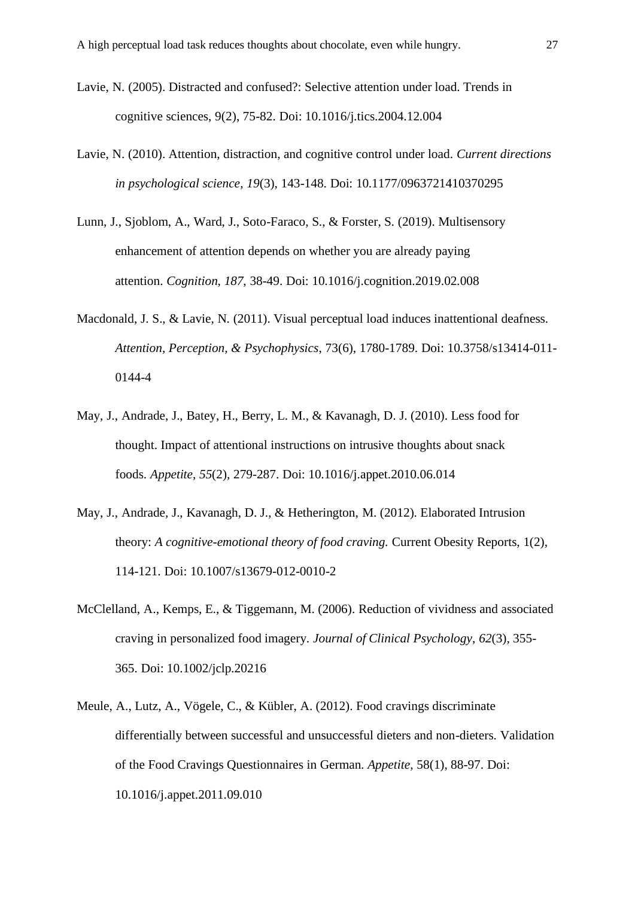Lavie, N. (2005). Distracted and confused?: Selective attention under load. Trends in cognitive sciences, 9(2), 75-82. Doi: 10.1016/j.tics.2004.12.004

Lavie, N. (2010). Attention, distraction, and cognitive control under load. *Current directions in psychological science*, *19*(3), 143-148. Doi: 10.1177/0963721410370295

Lunn, J., Sjoblom, A., Ward, J., Soto-Faraco, S., & Forster, S. (2019). Multisensory enhancement of attention depends on whether you are already paying attention. *Cognition*, *187*, 38-49. Doi: 10.1016/j.cognition.2019.02.008

Macdonald, J. S., & Lavie, N. (2011). Visual perceptual load induces inattentional deafness. *Attention, Perception, & Psychophysics*, 73(6), 1780-1789. Doi: 10.3758/s13414-011-0144-4

May, J., Andrade, J., Batey, H., Berry, L. M., & Kavanagh, D. J. (2010). Less food for thought. Impact of attentional instructions on intrusive thoughts about snack foods. *Appetite*, *55*(2), 279-287. Doi: 10.1016/j.appet.2010.06.014

May, J., Andrade, J., Kavanagh, D. J., & Hetherington, M. (2012). Elaborated Intrusion theory: *A cognitive-emotional theory of food craving.* Current Obesity Reports, 1(2), 114-121. Doi: 10.1007/s13679-012-0010-2

McClelland, A., Kemps, E., & Tiggemann, M. (2006). Reduction of vividness and associated craving in personalized food imagery. *Journal of Clinical Psychology*, *62*(3), 355-365. Doi: 10.1002/jclp.20216

Meule, A., Lutz, A., Vögele, C., & Kübler, A. (2012). Food cravings discriminate differentially between successful and unsuccessful dieters and non-dieters. Validation of the Food Cravings Questionnaires in German. *Appetite*, 58(1), 88-97. Doi: 10.1016/j.appet.2011.09.010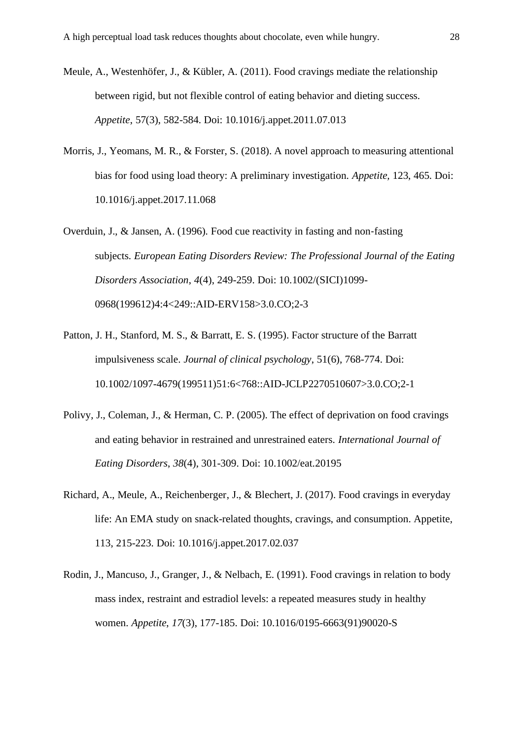Meule, A., Westenhöfer, J., & Kübler, A. (2011). Food cravings mediate the relationship between rigid, but not flexible control of eating behavior and dieting success. *Appetite*, 57(3), 582-584. Doi: 10.1016/j.appet.2011.07.013

Morris, J., Yeomans, M. R., & Forster, S. (2018). A novel approach to measuring attentional bias for food using load theory: A preliminary investigation. *Appetite*, 123, 465. Doi: 10.1016/j.appet.2017.11.068

Overduin, J., & Jansen, A. (1996). Food cue reactivity in fasting and non-fasting subjects. *European Eating Disorders Review: The Professional Journal of the Eating Disorders Association*, *4*(4), 249-259. Doi: 10.1002/(SICI)1099-0968(199612)4:4<249::AID-ERV158>3.0.CO;2-3

Patton, J. H., Stanford, M. S., & Barratt, E. S. (1995). Factor structure of the Barratt impulsiveness scale. *Journal of clinical psychology*, 51(6), 768-774. Doi: 10.1002/1097-4679(199511)51:6<768::AID-JCLP2270510607>3.0.CO;2-1

Polivy, J., Coleman, J., & Herman, C. P. (2005). The effect of deprivation on food cravings and eating behavior in restrained and unrestrained eaters. *International Journal of Eating Disorders*, *38*(4), 301-309. Doi: 10.1002/eat.20195

Richard, A., Meule, A., Reichenberger, J., & Blechert, J. (2017). Food cravings in everyday life: An EMA study on snack-related thoughts, cravings, and consumption. Appetite, 113, 215-223. Doi: 10.1016/j.appet.2017.02.037

Rodin, J., Mancuso, J., Granger, J., & Nelbach, E. (1991). Food cravings in relation to body mass index, restraint and estradiol levels: a repeated measures study in healthy women. *Appetite*, *17*(3), 177-185. Doi: 10.1016/0195-6663(91)90020-S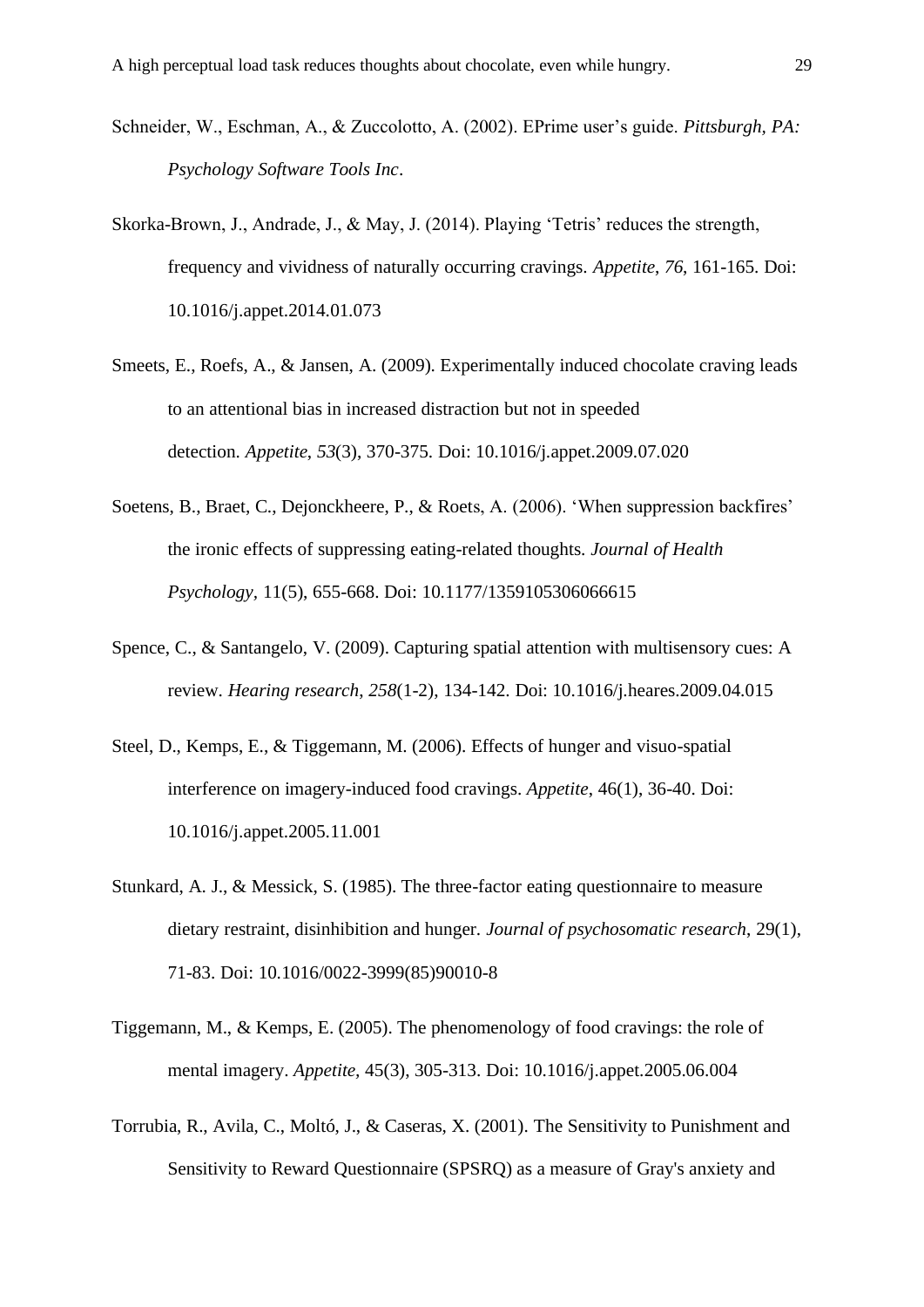Schneider, W., Eschman, A., & Zuccolotto, A. (2002). EPrime user's guide. *Pittsburgh, PA: Psychology Software Tools Inc*.

Skorka-Brown, J., Andrade, J., & May, J. (2014). Playing 'Tetris' reduces the strength, frequency and vividness of naturally occurring cravings. *Appetite*, *76*, 161-165. Doi: 10.1016/j.appet.2014.01.073

Smeets, E., Roefs, A., & Jansen, A. (2009). Experimentally induced chocolate craving leads to an attentional bias in increased distraction but not in speeded detection. *Appetite*, *53*(3), 370-375. Doi: 10.1016/j.appet.2009.07.020

Soetens, B., Braet, C., Dejonckheere, P., & Roets, A. (2006). 'When suppression backfires' the ironic effects of suppressing eating-related thoughts. *Journal of Health Psychology*, 11(5), 655-668. Doi: 10.1177/1359105306066615

Spence, C., & Santangelo, V. (2009). Capturing spatial attention with multisensory cues: A review. *Hearing research*, *258*(1-2), 134-142. Doi: 10.1016/j.heares.2009.04.015

Steel, D., Kemps, E., & Tiggemann, M. (2006). Effects of hunger and visuo-spatial interference on imagery-induced food cravings. *Appetite*, 46(1), 36-40. Doi: 10.1016/j.appet.2005.11.001

Stunkard, A. J., & Messick, S. (1985). The three-factor eating questionnaire to measure dietary restraint, disinhibition and hunger. *Journal of psychosomatic research*, 29(1), 71-83. Doi: 10.1016/0022-3999(85)90010-8

Tiggemann, M., & Kemps, E. (2005). The phenomenology of food cravings: the role of mental imagery. *Appetite*, 45(3), 305-313. Doi: 10.1016/j.appet.2005.06.004

Torrubia, R., Avila, C., Moltó, J., & Caseras, X. (2001). The Sensitivity to Punishment and Sensitivity to Reward Questionnaire (SPSRQ) as a measure of Gray's anxiety and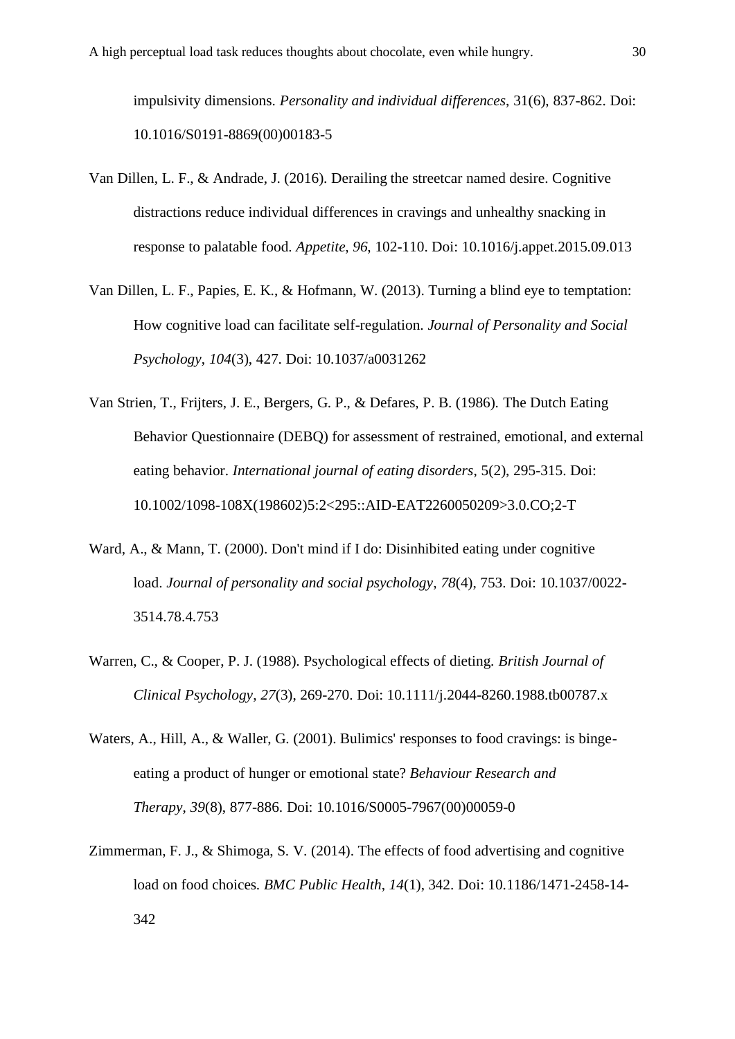impulsivity dimensions. *Personality and individual differences*, 31(6), 837-862. Doi: 10.1016/S0191-8869(00)00183-5

Van Dillen, L. F., & Andrade, J. (2016). Derailing the streetcar named desire. Cognitive distractions reduce individual differences in cravings and unhealthy snacking in response to palatable food. *Appetite*, *96*, 102-110. Doi: 10.1016/j.appet.2015.09.013

Van Dillen, L. F., Papies, E. K., & Hofmann, W. (2013). Turning a blind eye to temptation: How cognitive load can facilitate self-regulation. *Journal of Personality and Social Psychology*, *104*(3), 427. Doi: 10.1037/a0031262

Van Strien, T., Frijters, J. E., Bergers, G. P., & Defares, P. B. (1986). The Dutch Eating Behavior Questionnaire (DEBQ) for assessment of restrained, emotional, and external eating behavior. *International journal of eating disorders*, 5(2), 295-315. Doi: 10.1002/1098-108X(198602)5:2<295::AID-EAT2260050209>3.0.CO;2-T

Ward, A., & Mann, T. (2000). Don't mind if I do: Disinhibited eating under cognitive load. *Journal of personality and social psychology*, *78*(4), 753. Doi: 10.1037/0022-3514.78.4.753

Warren, C., & Cooper, P. J. (1988). Psychological effects of dieting. *British Journal of Clinical Psychology*, *27*(3), 269-270. Doi: 10.1111/j.2044-8260.1988.tb00787.x

Waters, A., Hill, A., & Waller, G. (2001). Bulimics' responses to food cravings: is binge-eating a product of hunger or emotional state? *Behaviour Research and Therapy*, *39*(8), 877-886. Doi: 10.1016/S0005-7967(00)00059-0

Zimmerman, F. J., & Shimoga, S. V. (2014). The effects of food advertising and cognitive load on food choices. *BMC Public Health*, *14*(1), 342. Doi: 10.1186/1471-2458-14-342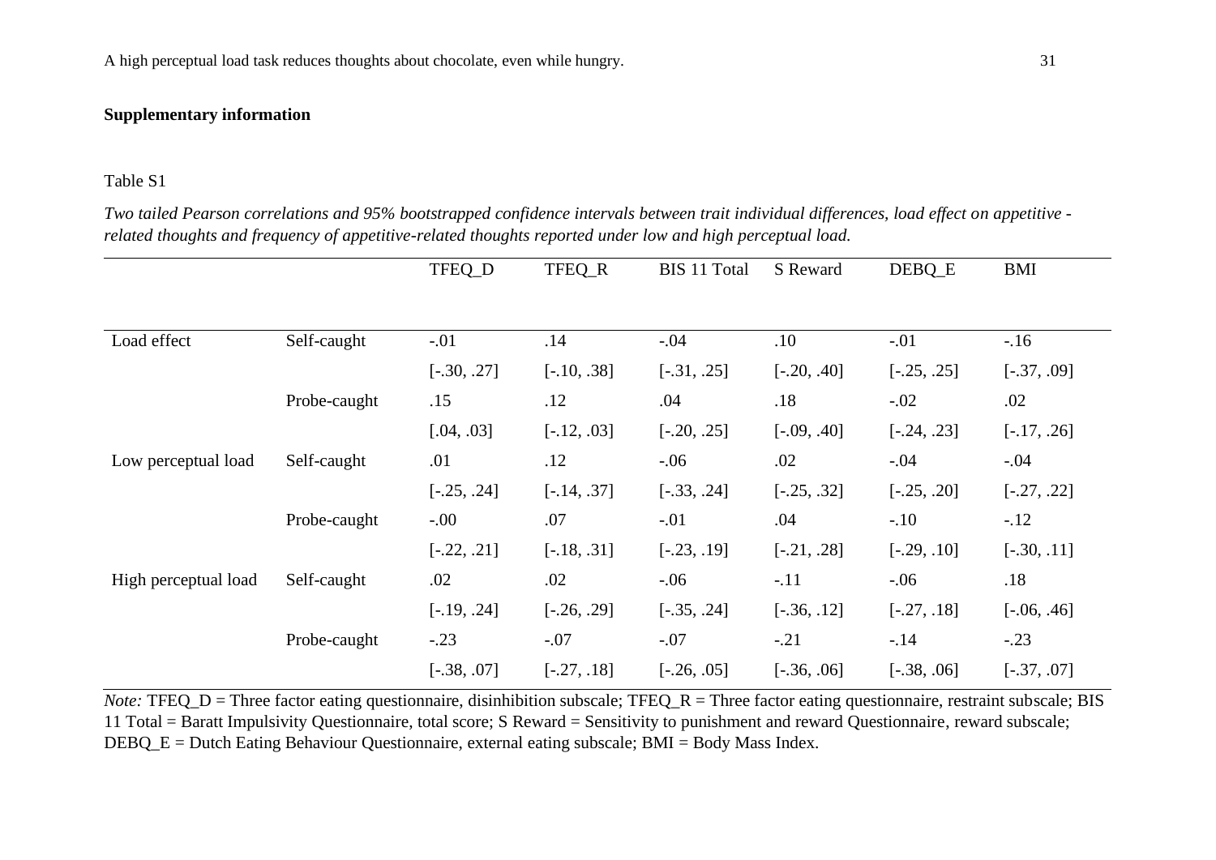## Supplementary information

Table S1

*Two tailed Pearson correlations and 95% bootstrapped confidence intervals between trait individual differences, load effect on appetitive - related thoughts and frequency of appetitive-related thoughts reported under low and high perceptual load.*

| | | TFEQ_D | TFEQ_R | BIS 11 Total | S Reward | DEBQ_E | BMI |
|---|---|---|---|---|---|---|---|
| Load effect | Self-caught | -.01 | .14 | -.04 | .10 | -.01 | -.16 |
| | | [-.30, .27] | [-.10, .38] | [-.31, .25] | [-.20, .40] | [-.25, .25] | [-.37, .09] |
| | Probe-caught | .15 | .12 | .04 | .18 | -.02 | .02 |
| | | [.04, .03] | [-.12, .03] | [-.20, .25] | [-.09, .40] | [-.24, .23] | [-.17, .26] |
| Low perceptual load | Self-caught | .01 | .12 | -.06 | .02 | -.04 | -.04 |
| | | [-.25, .24] | [-.14, .37] | [-.33, .24] | [-.25, .32] | [-.25, .20] | [-.27, .22] |
| | Probe-caught | -.00 | .07 | -.01 | .04 | -.10 | -.12 |
| | | [-.22, .21] | [-.18, .31] | [-.23, .19] | [-.21, .28] | [-.29, .10] | [-.30, .11] |
| High perceptual load | Self-caught | .02 | .02 | -.06 | -.11 | -.06 | .18 |
| | | [-.19, .24] | [-.26, .29] | [-.35, .24] | [-.36, .12] | [-.27, .18] | [-.06, .46] |
| | Probe-caught | -.23 | -.07 | -.07 | -.21 | -.14 | -.23 |
| | | [-.38, .07] | [-.27, .18] | [-.26, .05] | [-.36, .06] | [-.38, .06] | [-.37, .07] |

*Note:* TFEQ_D = Three factor eating questionnaire, disinhibition subscale; TFEQ_R = Three factor eating questionnaire, restraint subscale; BIS 11 Total = Baratt Impulsivity Questionnaire, total score; S Reward = Sensitivity to punishment and reward Questionnaire, reward subscale; DEBQ_E = Dutch Eating Behaviour Questionnaire, external eating subscale; BMI = Body Mass Index.